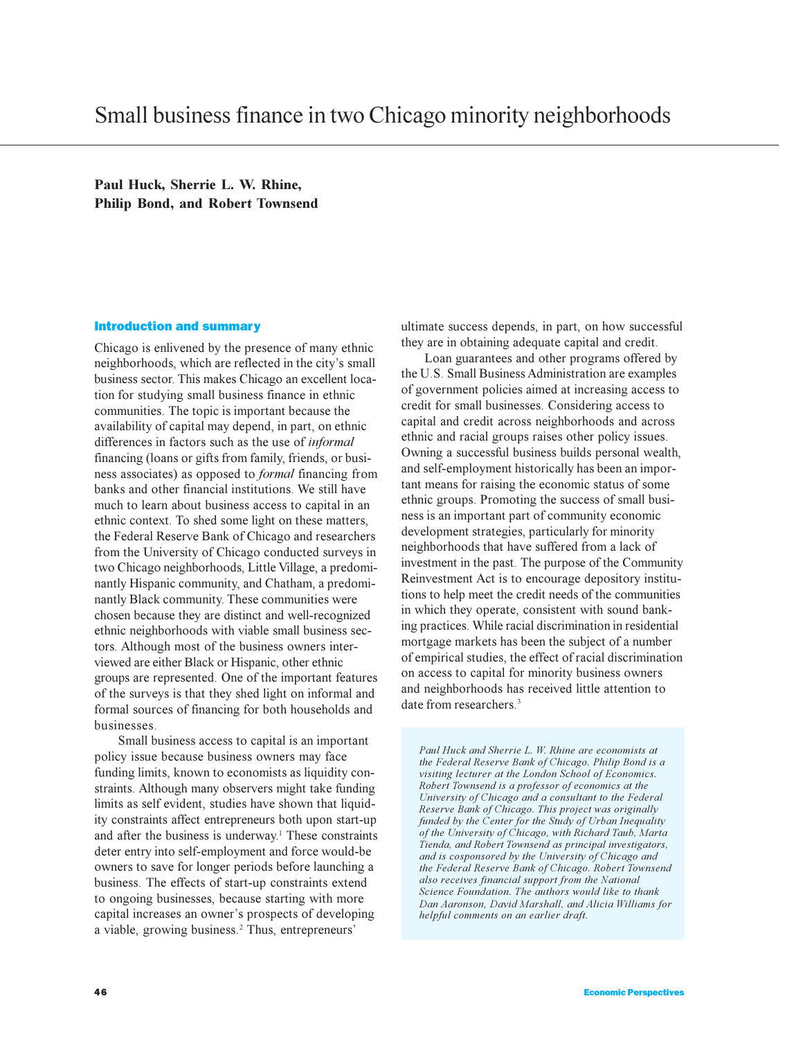# Small business finance in two Chicago minority neighborhoods

**Paul Huck, Sherrie L. W. Rhine, Philip Bond, and Robert Townsend**

## Introduction and summary

Chicago is enlivened by the presence of many ethnic neighborhoods, which are reflected in the city's small business sector. This makes Chicago an excellent location for studying small business finance in ethnic communities. The topic is important because the availability of capital may depend, in part, on ethnic differences in factors such as the use of *informal* financing (loans or gifts from family, friends, or business associates) as opposed to *formal* financing from banks and other financial institutions. We still have much to learn about business access to capital in an ethnic context. To shed some light on these matters, the Federal Reserve Bank of Chicago and researchers from the University of Chicago conducted surveys in two Chicago neighborhoods, Little Village, a predominantly Hispanic community, and Chatham, a predominantly Black community. These communities were chosen because they are distinct and well-recognized ethnic neighborhoods with viable small business sectors. Although most of the business owners interviewed are either Black or Hispanic, other ethnic groups are represented. One of the important features of the surveys is that they shed light on informal and formal sources of financing for both households and businesses.

Small business access to capital is an important policy issue because business owners may face funding limits, known to economists as liquidity constraints. Although many observers might take funding limits as self evident, studies have shown that liquidity constraints affect entrepreneurs both upon start-up and after the business is underway.[1] These constraints deter entry into self-employment and force would-be owners to save for longer periods before launching a business. The effects of start-up constraints extend to ongoing businesses, because starting with more capital increases an owner's prospects of developing a viable, growing business.[2] Thus, entrepreneurs' ultimate success depends, in part, on how successful they are in obtaining adequate capital and credit.

Loan guarantees and other programs offered by the U.S. Small Business Administration are examples of government policies aimed at increasing access to credit for small businesses. Considering access to capital and credit across neighborhoods and across ethnic and racial groups raises other policy issues. Owning a successful business builds personal wealth, and self-employment historically has been an important means for raising the economic status of some ethnic groups. Promoting the success of small business is an important part of community economic development strategies, particularly for minority neighborhoods that have suffered from a lack of investment in the past. The purpose of the Community Reinvestment Act is to encourage depository institutions to help meet the credit needs of the communities in which they operate, consistent with sound banking practices. While racial discrimination in residential mortgage markets has been the subject of a number of empirical studies, the effect of racial discrimination on access to capital for minority business owners and neighborhoods has received little attention to date from researchers.[3]

*Paul Huck and Sherrie L. W. Rhine are economists at the Federal Reserve Bank of Chicago. Philip Bond is a visiting lecturer at the London School of Economics. Robert Townsend is a professor of economics at the University of Chicago and a consultant to the Federal Reserve Bank of Chicago. This project was originally funded by the Center for the Study of Urban Inequality of the University of Chicago, with Richard Taub, Marta Tienda, and Robert Townsend as principal investigators, and is cosponsored by the University of Chicago and the Federal Reserve Bank of Chicago. Robert Townsend also receives financial support from the National Science Foundation. The authors would like to thank Dan Aaronson, David Marshall, and Alicia Williams for helpful comments on an earlier draft.*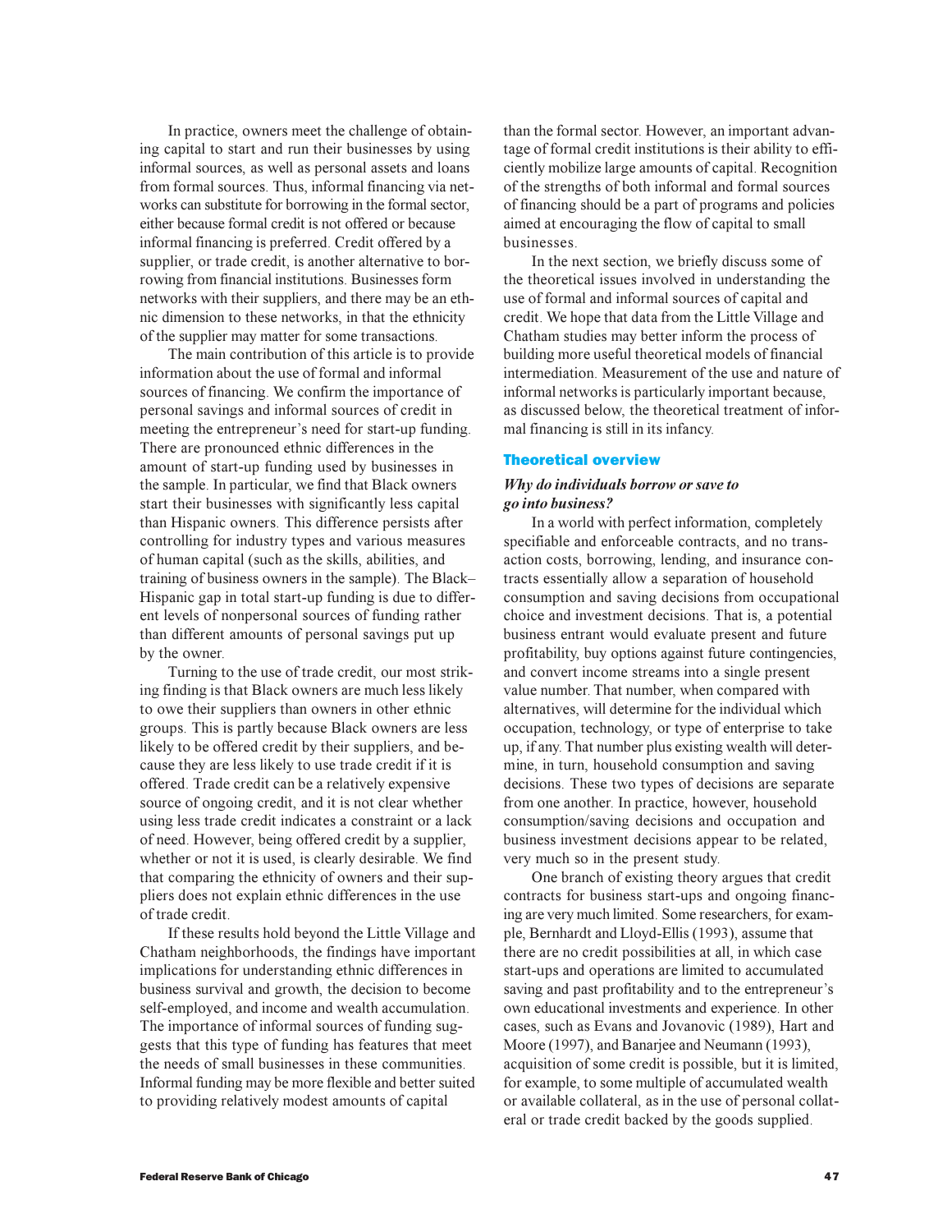In practice, owners meet the challenge of obtaining capital to start and run their businesses by using informal sources, as well as personal assets and loans from formal sources. Thus, informal financing via networks can substitute for borrowing in the formal sector, either because formal credit is not offered or because informal financing is preferred. Credit offered by a supplier, or trade credit, is another alternative to borrowing from financial institutions. Businesses form networks with their suppliers, and there may be an ethnic dimension to these networks, in that the ethnicity of the supplier may matter for some transactions.

The main contribution of this article is to provide information about the use of formal and informal sources of financing. We confirm the importance of personal savings and informal sources of credit in meeting the entrepreneur's need for start-up funding. There are pronounced ethnic differences in the amount of start-up funding used by businesses in the sample. In particular, we find that Black owners start their businesses with significantly less capital than Hispanic owners. This difference persists after controlling for industry types and various measures of human capital (such as the skills, abilities, and training of business owners in the sample). The Black–Hispanic gap in total start-up funding is due to different levels of nonpersonal sources of funding rather than different amounts of personal savings put up by the owner.

Turning to the use of trade credit, our most striking finding is that Black owners are much less likely to owe their suppliers than owners in other ethnic groups. This is partly because Black owners are less likely to be offered credit by their suppliers, and because they are less likely to use trade credit if it is offered. Trade credit can be a relatively expensive source of ongoing credit, and it is not clear whether using less trade credit indicates a constraint or a lack of need. However, being offered credit by a supplier, whether or not it is used, is clearly desirable. We find that comparing the ethnicity of owners and their suppliers does not explain ethnic differences in the use of trade credit.

If these results hold beyond the Little Village and Chatham neighborhoods, the findings have important implications for understanding ethnic differences in business survival and growth, the decision to become self-employed, and income and wealth accumulation. The importance of informal sources of funding suggests that this type of funding has features that meet the needs of small businesses in these communities. Informal funding may be more flexible and better suited to providing relatively modest amounts of capital than the formal sector. However, an important advantage of formal credit institutions is their ability to efficiently mobilize large amounts of capital. Recognition of the strengths of both informal and formal sources of financing should be a part of programs and policies aimed at encouraging the flow of capital to small businesses.

In the next section, we briefly discuss some of the theoretical issues involved in understanding the use of formal and informal sources of capital and credit. We hope that data from the Little Village and Chatham studies may better inform the process of building more useful theoretical models of financial intermediation. Measurement of the use and nature of informal networks is particularly important because, as discussed below, the theoretical treatment of informal financing is still in its infancy.

## Theoretical overview

### *Why do individuals borrow or save to go into business?*

In a world with perfect information, completely specifiable and enforceable contracts, and no transaction costs, borrowing, lending, and insurance contracts essentially allow a separation of household consumption and saving decisions from occupational choice and investment decisions. That is, a potential business entrant would evaluate present and future profitability, buy options against future contingencies, and convert income streams into a single present value number. That number, when compared with alternatives, will determine for the individual which occupation, technology, or type of enterprise to take up, if any. That number plus existing wealth will determine, in turn, household consumption and saving decisions. These two types of decisions are separate from one another. In practice, however, household consumption/saving decisions and occupation and business investment decisions appear to be related, very much so in the present study.

One branch of existing theory argues that credit contracts for business start-ups and ongoing financing are very much limited. Some researchers, for example, Bernhardt and Lloyd-Ellis (1993), assume that there are no credit possibilities at all, in which case start-ups and operations are limited to accumulated saving and past profitability and to the entrepreneur's own educational investments and experience. In other cases, such as Evans and Jovanovic (1989), Hart and Moore (1997), and Banarjee and Neumann (1993), acquisition of some credit is possible, but it is limited, for example, to some multiple of accumulated wealth or available collateral, as in the use of personal collateral or trade credit backed by the goods supplied.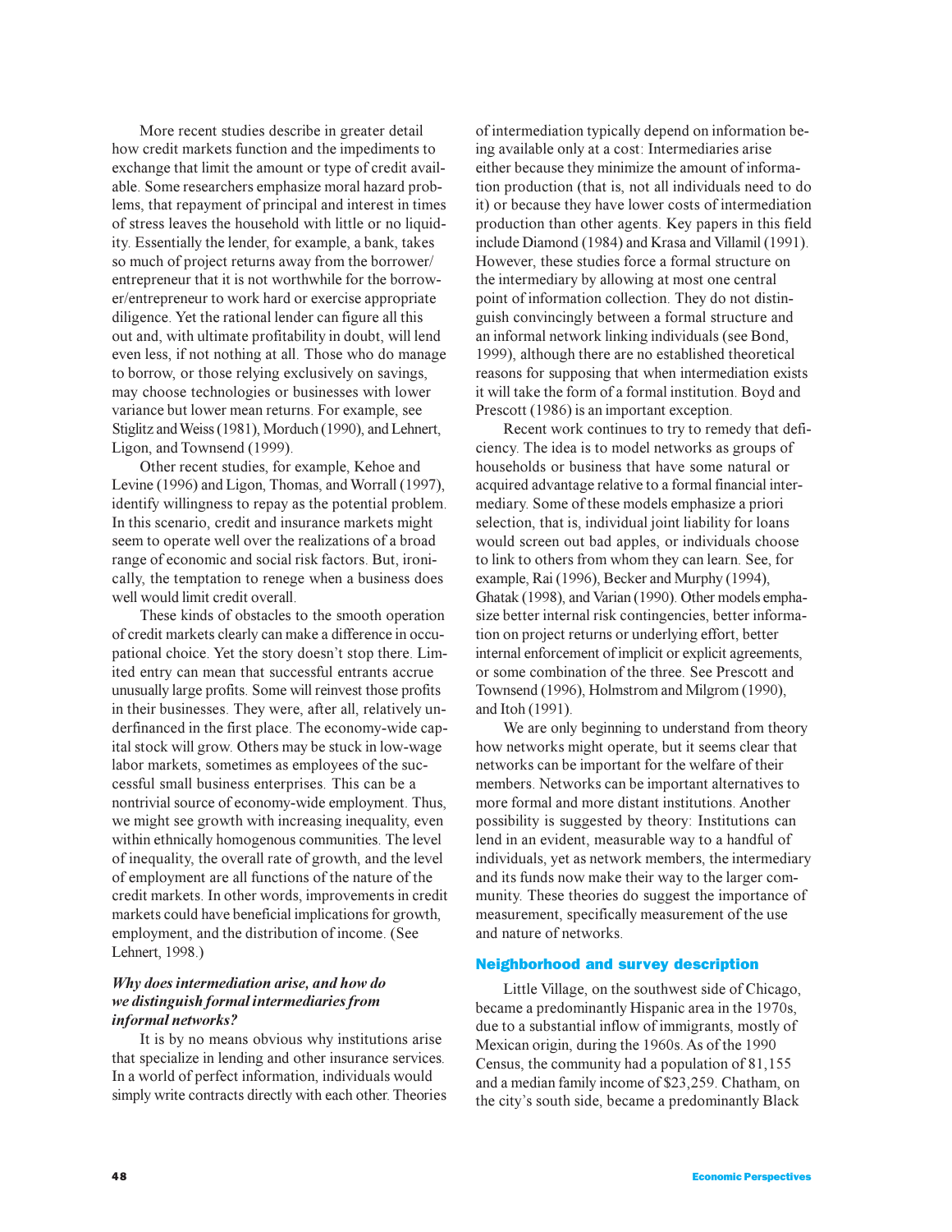More recent studies describe in greater detail how credit markets function and the impediments to exchange that limit the amount or type of credit available. Some researchers emphasize moral hazard problems, that repayment of principal and interest in times of stress leaves the household with little or no liquidity. Essentially the lender, for example, a bank, takes so much of project returns away from the borrower/entrepreneur that it is not worthwhile for the borrower/entrepreneur to work hard or exercise appropriate diligence. Yet the rational lender can figure all this out and, with ultimate profitability in doubt, will lend even less, if not nothing at all. Those who do manage to borrow, or those relying exclusively on savings, may choose technologies or businesses with lower variance but lower mean returns. For example, see Stiglitz and Weiss (1981), Morduch (1990), and Lehnert, Ligon, and Townsend (1999).

Other recent studies, for example, Kehoe and Levine (1996) and Ligon, Thomas, and Worrall (1997), identify willingness to repay as the potential problem. In this scenario, credit and insurance markets might seem to operate well over the realizations of a broad range of economic and social risk factors. But, ironically, the temptation to renege when a business does well would limit credit overall.

These kinds of obstacles to the smooth operation of credit markets clearly can make a difference in occupational choice. Yet the story doesn't stop there. Limited entry can mean that successful entrants accrue unusually large profits. Some will reinvest those profits in their businesses. They were, after all, relatively underfinanced in the first place. The economy-wide capital stock will grow. Others may be stuck in low-wage labor markets, sometimes as employees of the successful small business enterprises. This can be a nontrivial source of economy-wide employment. Thus, we might see growth with increasing inequality, even within ethnically homogenous communities. The level of inequality, the overall rate of growth, and the level of employment are all functions of the nature of the credit markets. In other words, improvements in credit markets could have beneficial implications for growth, employment, and the distribution of income. (See Lehnert, 1998.)

### *Why does intermediation arise, and how do we distinguish formal intermediaries from informal networks?*

It is by no means obvious why institutions arise that specialize in lending and other insurance services. In a world of perfect information, individuals would simply write contracts directly with each other. Theories of intermediation typically depend on information being available only at a cost: Intermediaries arise either because they minimize the amount of information production (that is, not all individuals need to do it) or because they have lower costs of intermediation production than other agents. Key papers in this field include Diamond (1984) and Krasa and Villamil (1991). However, these studies force a formal structure on the intermediary by allowing at most one central point of information collection. They do not distinguish convincingly between a formal structure and an informal network linking individuals (see Bond, 1999), although there are no established theoretical reasons for supposing that when intermediation exists it will take the form of a formal institution. Boyd and Prescott (1986) is an important exception.

Recent work continues to try to remedy that deficiency. The idea is to model networks as groups of households or business that have some natural or acquired advantage relative to a formal financial intermediary. Some of these models emphasize a priori selection, that is, individual joint liability for loans would screen out bad apples, or individuals choose to link to others from whom they can learn. See, for example, Rai (1996), Becker and Murphy (1994), Ghatak (1998), and Varian (1990). Other models emphasize better internal risk contingencies, better information on project returns or underlying effort, better internal enforcement of implicit or explicit agreements, or some combination of the three. See Prescott and Townsend (1996), Holmstrom and Milgrom (1990), and Itoh (1991).

We are only beginning to understand from theory how networks might operate, but it seems clear that networks can be important for the welfare of their members. Networks can be important alternatives to more formal and more distant institutions. Another possibility is suggested by theory: Institutions can lend in an evident, measurable way to a handful of individuals, yet as network members, the intermediary and its funds now make their way to the larger community. These theories do suggest the importance of measurement, specifically measurement of the use and nature of networks.

## Neighborhood and survey description

Little Village, on the southwest side of Chicago, became a predominantly Hispanic area in the 1970s, due to a substantial inflow of immigrants, mostly of Mexican origin, during the 1960s. As of the 1990 Census, the community had a population of 81,155 and a median family income of $23,259. Chatham, on the city's south side, became a predominantly Black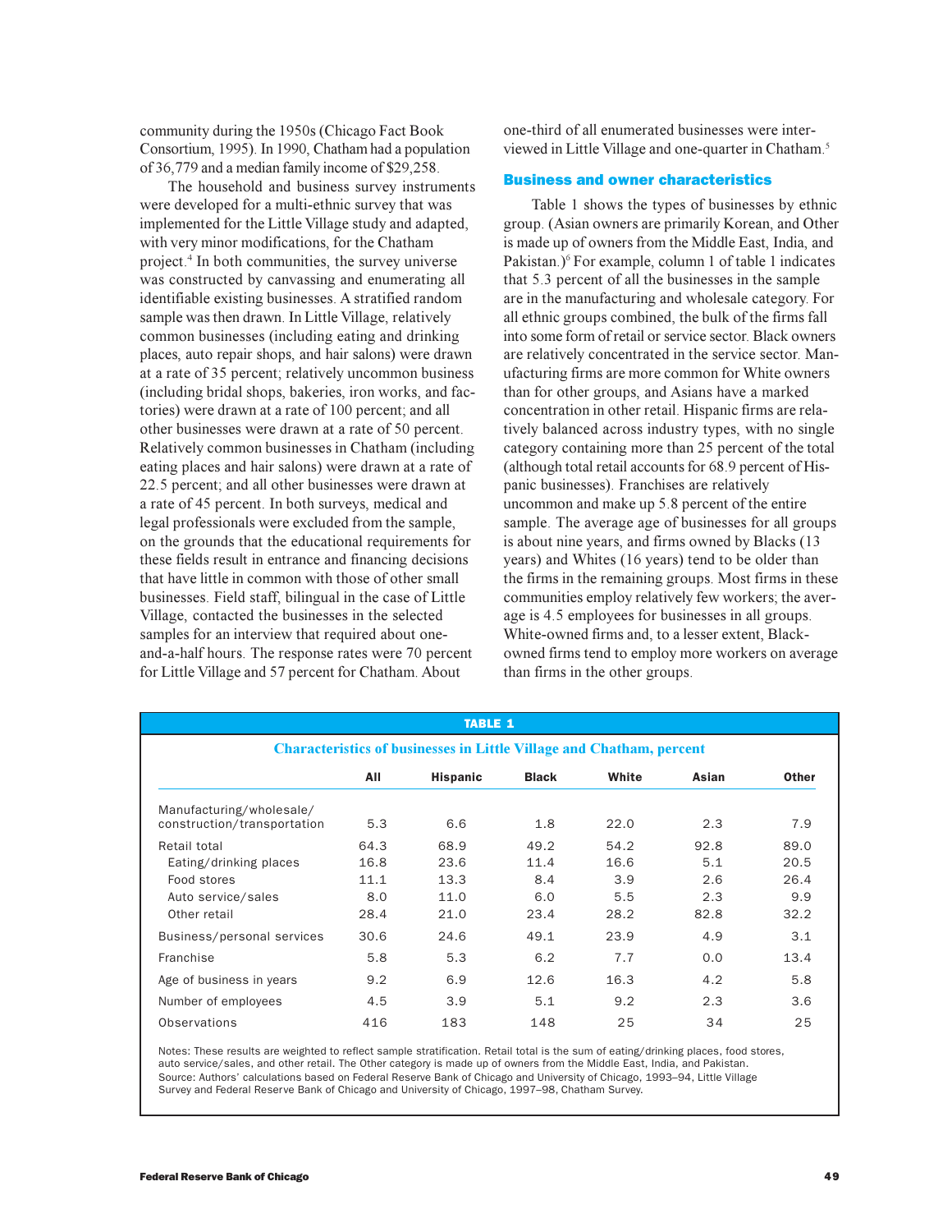community during the 1950s (Chicago Fact Book Consortium, 1995). In 1990, Chatham had a population of 36,779 and a median family income of $29,258.

The household and business survey instruments were developed for a multi-ethnic survey that was implemented for the Little Village study and adapted, with very minor modifications, for the Chatham project.[4] In both communities, the survey universe was constructed by canvassing and enumerating all identifiable existing businesses. A stratified random sample was then drawn. In Little Village, relatively common businesses (including eating and drinking places, auto repair shops, and hair salons) were drawn at a rate of 35 percent; relatively uncommon business (including bridal shops, bakeries, iron works, and factories) were drawn at a rate of 100 percent; and all other businesses were drawn at a rate of 50 percent. Relatively common businesses in Chatham (including eating places and hair salons) were drawn at a rate of 22.5 percent; and all other businesses were drawn at a rate of 45 percent. In both surveys, medical and legal professionals were excluded from the sample, on the grounds that the educational requirements for these fields result in entrance and financing decisions that have little in common with those of other small businesses. Field staff, bilingual in the case of Little Village, contacted the businesses in the selected samples for an interview that required about one-and-a-half hours. The response rates were 70 percent for Little Village and 57 percent for Chatham. About one-third of all enumerated businesses were interviewed in Little Village and one-quarter in Chatham.[5]

## Business and owner characteristics

Table 1 shows the types of businesses by ethnic group. (Asian owners are primarily Korean, and Other is made up of owners from the Middle East, India, and Pakistan.)[6] For example, column 1 of table 1 indicates that 5.3 percent of all the businesses in the sample are in the manufacturing and wholesale category. For all ethnic groups combined, the bulk of the firms fall into some form of retail or service sector. Black owners are relatively concentrated in the service sector. Manufacturing firms are more common for White owners than for other groups, and Asians have a marked concentration in other retail. Hispanic firms are relatively balanced across industry types, with no single category containing more than 25 percent of the total (although total retail accounts for 68.9 percent of Hispanic businesses). Franchises are relatively uncommon and make up 5.8 percent of the entire sample. The average age of businesses for all groups is about nine years, and firms owned by Blacks (13 years) and Whites (16 years) tend to be older than the firms in the remaining groups. Most firms in these communities employ relatively few workers; the average is 4.5 employees for businesses in all groups. White-owned firms and, to a lesser extent, Black-owned firms tend to employ more workers on average than firms in the other groups.

**TABLE 1**

**Characteristics of businesses in Little Village and Chatham, percent**

| | All | Hispanic | Black | White | Asian | Other |
|---|---|---|---|---|---|---|
| Manufacturing/wholesale/construction/transportation | 5.3 | 6.6 | 1.8 | 22.0 | 2.3 | 7.9 |
| Retail total | 64.3 | 68.9 | 49.2 | 54.2 | 92.8 | 89.0 |
| Eating/drinking places | 16.8 | 23.6 | 11.4 | 16.6 | 5.1 | 20.5 |
| Food stores | 11.1 | 13.3 | 8.4 | 3.9 | 2.6 | 26.4 |
| Auto service/sales | 8.0 | 11.0 | 6.0 | 5.5 | 2.3 | 9.9 |
| Other retail | 28.4 | 21.0 | 23.4 | 28.2 | 82.8 | 32.2 |
| Business/personal services | 30.6 | 24.6 | 49.1 | 23.9 | 4.9 | 3.1 |
| Franchise | 5.8 | 5.3 | 6.2 | 7.7 | 0.0 | 13.4 |
| Age of business in years | 9.2 | 6.9 | 12.6 | 16.3 | 4.2 | 5.8 |
| Number of employees | 4.5 | 3.9 | 5.1 | 9.2 | 2.3 | 3.6 |
| Observations | 416 | 183 | 148 | 25 | 34 | 25 |

Notes: These results are weighted to reflect sample stratification. Retail total is the sum of eating/drinking places, food stores, auto service/sales, and other retail. The Other category is made up of owners from the Middle East, India, and Pakistan.
Source: Authors' calculations based on Federal Reserve Bank of Chicago and University of Chicago, 1993–94, Little Village Survey and Federal Reserve Bank of Chicago and University of Chicago, 1997–98, Chatham Survey.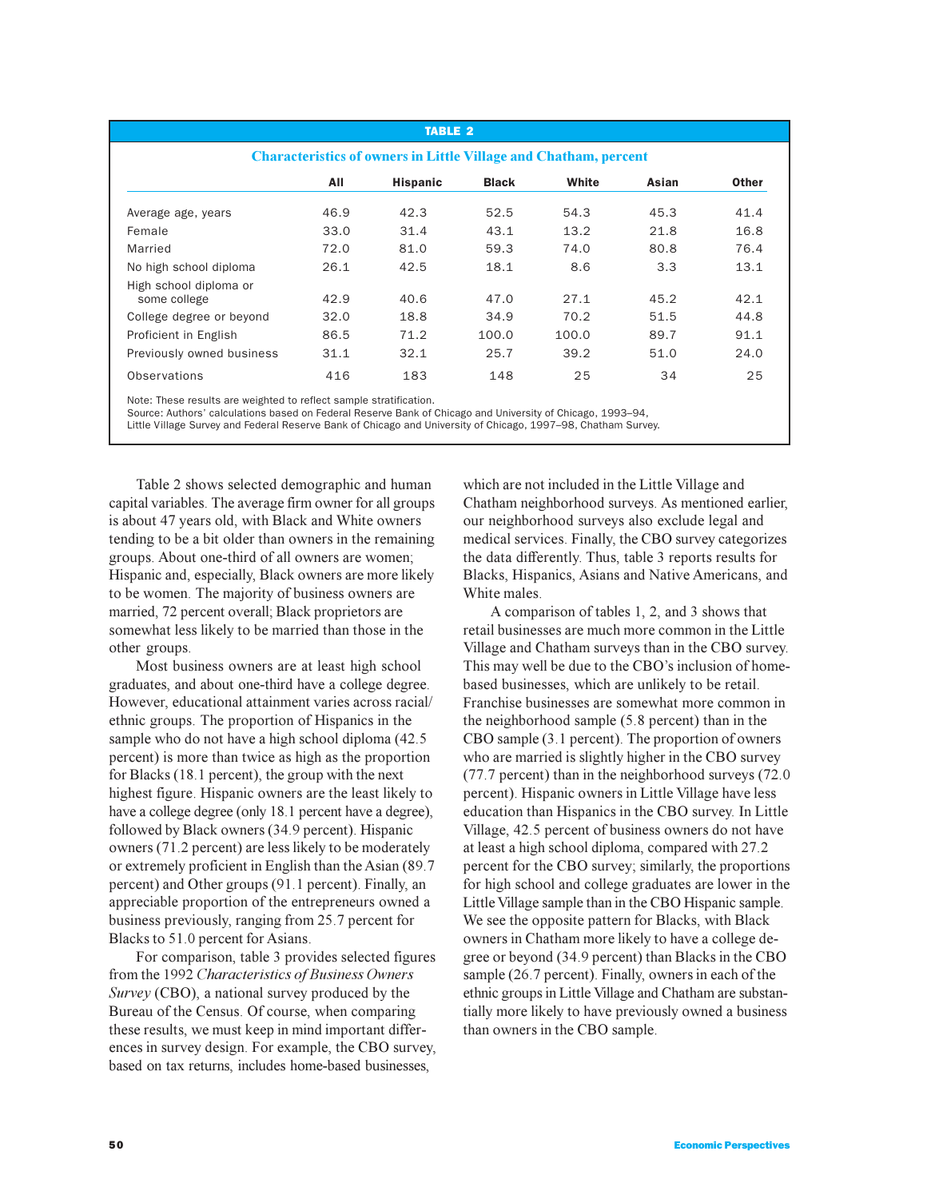**TABLE 2**

**Characteristics of owners in Little Village and Chatham, percent**

| | All | Hispanic | Black | White | Asian | Other |
|---|---|---|---|---|---|---|
| Average age, years | 46.9 | 42.3 | 52.5 | 54.3 | 45.3 | 41.4 |
| Female | 33.0 | 31.4 | 43.1 | 13.2 | 21.8 | 16.8 |
| Married | 72.0 | 81.0 | 59.3 | 74.0 | 80.8 | 76.4 |
| No high school diploma | 26.1 | 42.5 | 18.1 | 8.6 | 3.3 | 13.1 |
| High school diploma or some college | 42.9 | 40.6 | 47.0 | 27.1 | 45.2 | 42.1 |
| College degree or beyond | 32.0 | 18.8 | 34.9 | 70.2 | 51.5 | 44.8 |
| Proficient in English | 86.5 | 71.2 | 100.0 | 100.0 | 89.7 | 91.1 |
| Previously owned business | 31.1 | 32.1 | 25.7 | 39.2 | 51.0 | 24.0 |
| Observations | 416 | 183 | 148 | 25 | 34 | 25 |

Note: These results are weighted to reflect sample stratification.
Source: Authors' calculations based on Federal Reserve Bank of Chicago and University of Chicago, 1993–94, Little Village Survey and Federal Reserve Bank of Chicago and University of Chicago, 1997–98, Chatham Survey.

Table 2 shows selected demographic and human capital variables. The average firm owner for all groups is about 47 years old, with Black and White owners tending to be a bit older than owners in the remaining groups. About one-third of all owners are women; Hispanic and, especially, Black owners are more likely to be women. The majority of business owners are married, 72 percent overall; Black proprietors are somewhat less likely to be married than those in the other groups.

Most business owners are at least high school graduates, and about one-third have a college degree. However, educational attainment varies across racial/ethnic groups. The proportion of Hispanics in the sample who do not have a high school diploma (42.5 percent) is more than twice as high as the proportion for Blacks (18.1 percent), the group with the next highest figure. Hispanic owners are the least likely to have a college degree (only 18.1 percent have a degree), followed by Black owners (34.9 percent). Hispanic owners (71.2 percent) are less likely to be moderately or extremely proficient in English than the Asian (89.7 percent) and Other groups (91.1 percent). Finally, an appreciable proportion of the entrepreneurs owned a business previously, ranging from 25.7 percent for Blacks to 51.0 percent for Asians.

For comparison, table 3 provides selected figures from the 1992 *Characteristics of Business Owners Survey* (CBO), a national survey produced by the Bureau of the Census. Of course, when comparing these results, we must keep in mind important differences in survey design. For example, the CBO survey, based on tax returns, includes home-based businesses, which are not included in the Little Village and Chatham neighborhood surveys. As mentioned earlier, our neighborhood surveys also exclude legal and medical services. Finally, the CBO survey categorizes the data differently. Thus, table 3 reports results for Blacks, Hispanics, Asians and Native Americans, and White males.

A comparison of tables 1, 2, and 3 shows that retail businesses are much more common in the Little Village and Chatham surveys than in the CBO survey. This may well be due to the CBO's inclusion of home-based businesses, which are unlikely to be retail. Franchise businesses are somewhat more common in the neighborhood sample (5.8 percent) than in the CBO sample (3.1 percent). The proportion of owners who are married is slightly higher in the CBO survey (77.7 percent) than in the neighborhood surveys (72.0 percent). Hispanic owners in Little Village have less education than Hispanics in the CBO survey. In Little Village, 42.5 percent of business owners do not have at least a high school diploma, compared with 27.2 percent for the CBO survey; similarly, the proportions for high school and college graduates are lower in the Little Village sample than in the CBO Hispanic sample. We see the opposite pattern for Blacks, with Black owners in Chatham more likely to have a college degree or beyond (34.9 percent) than Blacks in the CBO sample (26.7 percent). Finally, owners in each of the ethnic groups in Little Village and Chatham are substantially more likely to have previously owned a business than owners in the CBO sample.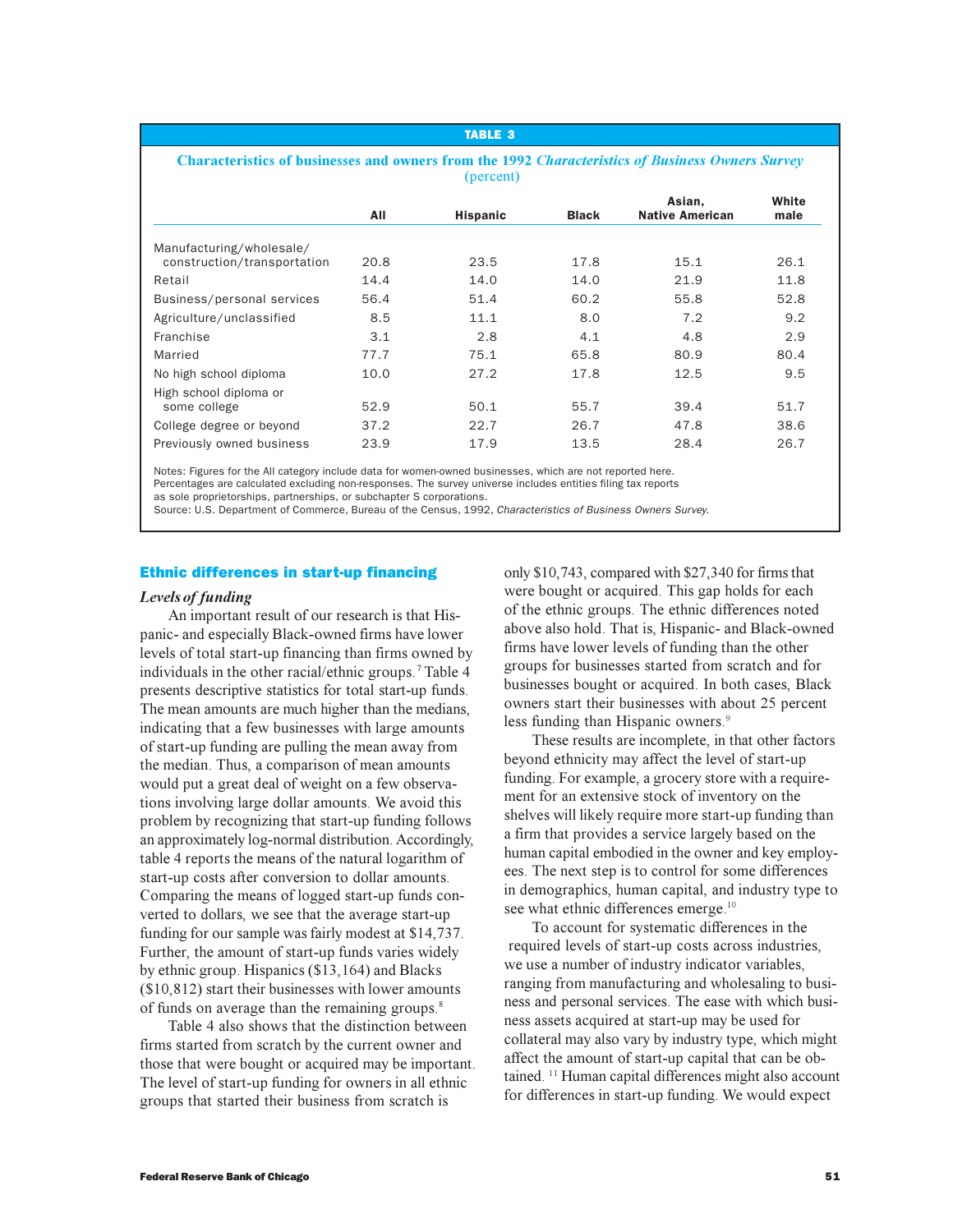**TABLE 3**

**Characteristics of businesses and owners from the 1992 *Characteristics of Business Owners Survey***
(percent)

| | All | Hispanic | Black | Asian, Native American | White male |
|---|---|---|---|---|---|
| Manufacturing/wholesale/ construction/transportation | 20.8 | 23.5 | 17.8 | 15.1 | 26.1 |
| Retail | 14.4 | 14.0 | 14.0 | 21.9 | 11.8 |
| Business/personal services | 56.4 | 51.4 | 60.2 | 55.8 | 52.8 |
| Agriculture/unclassified | 8.5 | 11.1 | 8.0 | 7.2 | 9.2 |
| Franchise | 3.1 | 2.8 | 4.1 | 4.8 | 2.9 |
| Married | 77.7 | 75.1 | 65.8 | 80.9 | 80.4 |
| No high school diploma | 10.0 | 27.2 | 17.8 | 12.5 | 9.5 |
| High school diploma or some college | 52.9 | 50.1 | 55.7 | 39.4 | 51.7 |
| College degree or beyond | 37.2 | 22.7 | 26.7 | 47.8 | 38.6 |
| Previously owned business | 23.9 | 17.9 | 13.5 | 28.4 | 26.7 |

Notes: Figures for the All category include data for women-owned businesses, which are not reported here. Percentages are calculated excluding non-responses. The survey universe includes entities filing tax reports as sole proprietorships, partnerships, or subchapter S corporations.
Source: U.S. Department of Commerce, Bureau of the Census, 1992, *Characteristics of Business Owners Survey*.

## Ethnic differences in start-up financing

### *Levels of funding*

An important result of our research is that Hispanic- and especially Black-owned firms have lower levels of total start-up financing than firms owned by individuals in the other racial/ethnic groups.[7] Table 4 presents descriptive statistics for total start-up funds. The mean amounts are much higher than the medians, indicating that a few businesses with large amounts of start-up funding are pulling the mean away from the median. Thus, a comparison of mean amounts would put a great deal of weight on a few observations involving large dollar amounts. We avoid this problem by recognizing that start-up funding follows an approximately log-normal distribution. Accordingly, table 4 reports the means of the natural logarithm of start-up costs after conversion to dollar amounts. Comparing the means of logged start-up funds converted to dollars, we see that the average start-up funding for our sample was fairly modest at $14,737. Further, the amount of start-up funds varies widely by ethnic group. Hispanics ($13,164) and Blacks ($10,812) start their businesses with lower amounts of funds on average than the remaining groups.[8]

Table 4 also shows that the distinction between firms started from scratch by the current owner and those that were bought or acquired may be important. The level of start-up funding for owners in all ethnic groups that started their business from scratch is only $10,743, compared with $27,340 for firms that were bought or acquired. This gap holds for each of the ethnic groups. The ethnic differences noted above also hold. That is, Hispanic- and Black-owned firms have lower levels of funding than the other groups for businesses started from scratch and for businesses bought or acquired. In both cases, Black owners start their businesses with about 25 percent less funding than Hispanic owners.[9]

These results are incomplete, in that other factors beyond ethnicity may affect the level of start-up funding. For example, a grocery store with a requirement for an extensive stock of inventory on the shelves will likely require more start-up funding than a firm that provides a service largely based on the human capital embodied in the owner and key employees. The next step is to control for some differences in demographics, human capital, and industry type to see what ethnic differences emerge.[10]

To account for systematic differences in the required levels of start-up costs across industries, we use a number of industry indicator variables, ranging from manufacturing and wholesaling to business and personal services. The ease with which business assets acquired at start-up may be used for collateral may also vary by industry type, which might affect the amount of start-up capital that can be obtained.[11] Human capital differences might also account for differences in start-up funding. We would expect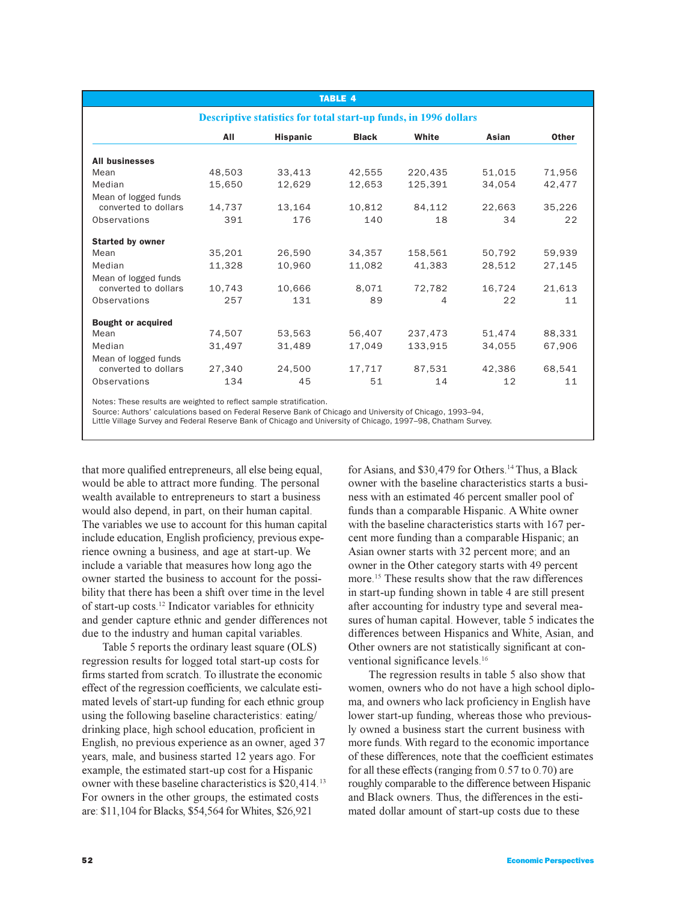**TABLE 4**

**Descriptive statistics for total start-up funds, in 1996 dollars**

| | All | Hispanic | Black | White | Asian | Other |
|---|---|---|---|---|---|---|
| **All businesses** | | | | | | |
| Mean | 48,503 | 33,413 | 42,555 | 220,435 | 51,015 | 71,956 |
| Median | 15,650 | 12,629 | 12,653 | 125,391 | 34,054 | 42,477 |
| Mean of logged funds converted to dollars | 14,737 | 13,164 | 10,812 | 84,112 | 22,663 | 35,226 |
| Observations | 391 | 176 | 140 | 18 | 34 | 22 |
| **Started by owner** | | | | | | |
| Mean | 35,201 | 26,590 | 34,357 | 158,561 | 50,792 | 59,939 |
| Median | 11,328 | 10,960 | 11,082 | 41,383 | 28,512 | 27,145 |
| Mean of logged funds converted to dollars | 10,743 | 10,666 | 8,071 | 72,782 | 16,724 | 21,613 |
| Observations | 257 | 131 | 89 | 4 | 22 | 11 |
| **Bought or acquired** | | | | | | |
| Mean | 74,507 | 53,563 | 56,407 | 237,473 | 51,474 | 88,331 |
| Median | 31,497 | 31,489 | 17,049 | 133,915 | 34,055 | 67,906 |
| Mean of logged funds converted to dollars | 27,340 | 24,500 | 17,717 | 87,531 | 42,386 | 68,541 |
| Observations | 134 | 45 | 51 | 14 | 12 | 11 |

Notes: These results are weighted to reflect sample stratification.
Source: Authors' calculations based on Federal Reserve Bank of Chicago and University of Chicago, 1993–94, Little Village Survey and Federal Reserve Bank of Chicago and University of Chicago, 1997–98, Chatham Survey.

that more qualified entrepreneurs, all else being equal, would be able to attract more funding. The personal wealth available to entrepreneurs to start a business would also depend, in part, on their human capital. The variables we use to account for this human capital include education, English proficiency, previous experience owning a business, and age at start-up. We include a variable that measures how long ago the owner started the business to account for the possibility that there has been a shift over time in the level of start-up costs.[12] Indicator variables for ethnicity and gender capture ethnic and gender differences not due to the industry and human capital variables.

Table 5 reports the ordinary least square (OLS) regression results for logged total start-up costs for firms started from scratch. To illustrate the economic effect of the regression coefficients, we calculate estimated levels of start-up funding for each ethnic group using the following baseline characteristics: eating/drinking place, high school education, proficient in English, no previous experience as an owner, aged 37 years, male, and business started 12 years ago. For example, the estimated start-up cost for a Hispanic owner with these baseline characteristics is $20,414.[13] For owners in the other groups, the estimated costs are: $11,104 for Blacks, $54,564 for Whites, $26,921 for Asians, and $30,479 for Others.[14] Thus, a Black owner with the baseline characteristics starts a business with an estimated 46 percent smaller pool of funds than a comparable Hispanic. A White owner with the baseline characteristics starts with 167 percent more funding than a comparable Hispanic; an Asian owner starts with 32 percent more; and an owner in the Other category starts with 49 percent more.[15] These results show that the raw differences in start-up funding shown in table 4 are still present after accounting for industry type and several measures of human capital. However, table 5 indicates the differences between Hispanics and White, Asian, and Other owners are not statistically significant at conventional significance levels.[16]

The regression results in table 5 also show that women, owners who do not have a high school diploma, and owners who lack proficiency in English have lower start-up funding, whereas those who previously owned a business start the current business with more funds. With regard to the economic importance of these differences, note that the coefficient estimates for all these effects (ranging from 0.57 to 0.70) are roughly comparable to the difference between Hispanic and Black owners. Thus, the differences in the estimated dollar amount of start-up costs due to these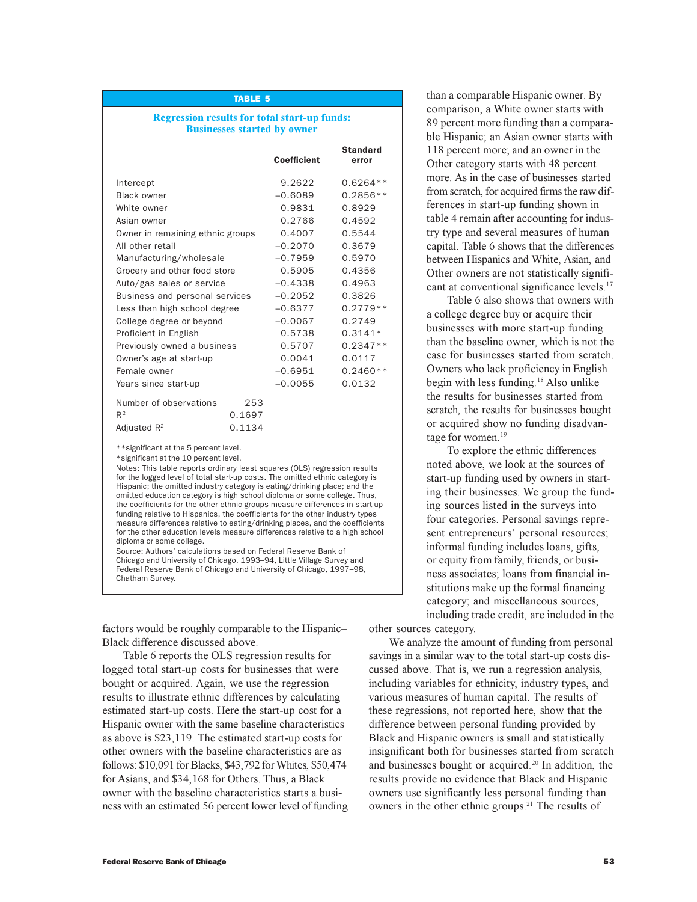**TABLE 5**

**Regression results for total start-up funds: Businesses started by owner**

| | Coefficient | Standard error |
|---|---|---|
| Intercept | 9.2622 | 0.6264** |
| Black owner | −0.6089 | 0.2856** |
| White owner | 0.9831 | 0.8929 |
| Asian owner | 0.2766 | 0.4592 |
| Owner in remaining ethnic groups | 0.4007 | 0.5544 |
| All other retail | −0.2070 | 0.3679 |
| Manufacturing/wholesale | −0.7959 | 0.5970 |
| Grocery and other food store | 0.5905 | 0.4356 |
| Auto/gas sales or service | −0.4338 | 0.4963 |
| Business and personal services | −0.2052 | 0.3826 |
| Less than high school degree | −0.6377 | 0.2779** |
| College degree or beyond | −0.0067 | 0.2749 |
| Proficient in English | 0.5738 | 0.3141* |
| Previously owned a business | 0.5707 | 0.2347** |
| Owner's age at start-up | 0.0041 | 0.0117 |
| Female owner | −0.6951 | 0.2460** |
| Years since start-up | −0.0055 | 0.0132 |
| Number of observations | 253 | |
| $R^2$ | 0.1697 | |
| Adjusted $R^2$ | 0.1134 | |

**significant at the 5 percent level.
*significant at the 10 percent level.
Notes: This table reports ordinary least squares (OLS) regression results for the logged level of total start-up costs. The omitted ethnic category is Hispanic; the omitted industry category is eating/drinking place; and the omitted education category is high school diploma or some college. Thus, the coefficients for the other ethnic groups measure differences in start-up funding relative to Hispanics, the coefficients for the other industry types measure differences relative to eating/drinking places, and the coefficients for the other education levels measure differences relative to a high school diploma or some college.
Source: Authors' calculations based on Federal Reserve Bank of Chicago and University of Chicago, 1993–94, Little Village Survey and Federal Reserve Bank of Chicago and University of Chicago, 1997–98, Chatham Survey.

factors would be roughly comparable to the Hispanic–Black difference discussed above.

Table 6 reports the OLS regression results for logged total start-up costs for businesses that were bought or acquired. Again, we use the regression results to illustrate ethnic differences by calculating estimated start-up costs. Here the start-up cost for a Hispanic owner with the same baseline characteristics as above is $23,119. The estimated start-up costs for other owners with the baseline characteristics are as follows: $10,091 for Blacks, $43,792 for Whites, $50,474 for Asians, and $34,168 for Others. Thus, a Black owner with the baseline characteristics starts a business with an estimated 56 percent lower level of funding than a comparable Hispanic owner. By comparison, a White owner starts with 89 percent more funding than a comparable Hispanic; an Asian owner starts with 118 percent more; and an owner in the Other category starts with 48 percent more. As in the case of businesses started from scratch, for acquired firms the raw differences in start-up funding shown in table 4 remain after accounting for industry type and several measures of human capital. Table 6 shows that the differences between Hispanics and White, Asian, and Other owners are not statistically significant at conventional significance levels.[17]

Table 6 also shows that owners with a college degree buy or acquire their businesses with more start-up funding than the baseline owner, which is not the case for businesses started from scratch. Owners who lack proficiency in English begin with less funding.[18] Also unlike the results for businesses started from scratch, the results for businesses bought or acquired show no funding disadvantage for women.[19]

To explore the ethnic differences noted above, we look at the sources of start-up funding used by owners in starting their businesses. We group the funding sources listed in the surveys into four categories. Personal savings represent entrepreneurs' personal resources; informal funding includes loans, gifts, or equity from family, friends, or business associates; loans from financial institutions make up the formal financing category; and miscellaneous sources, including trade credit, are included in the other sources category.

We analyze the amount of funding from personal savings in a similar way to the total start-up costs discussed above. That is, we run a regression analysis, including variables for ethnicity, industry types, and various measures of human capital. The results of these regressions, not reported here, show that the difference between personal funding provided by Black and Hispanic owners is small and statistically insignificant both for businesses started from scratch and businesses bought or acquired.[20] In addition, the results provide no evidence that Black and Hispanic owners use significantly less personal funding than owners in the other ethnic groups.[21] The results of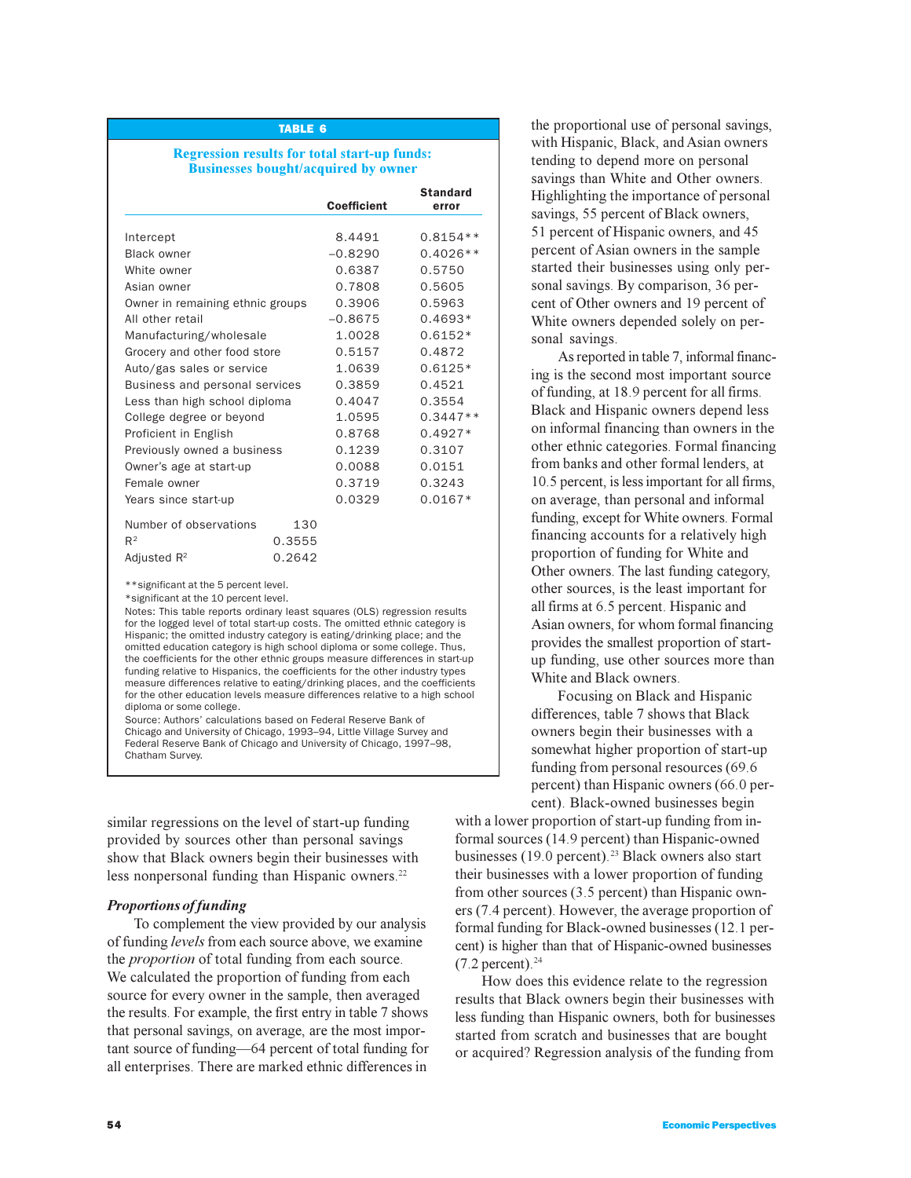**TABLE 6**

**Regression results for total start-up funds: Businesses bought/acquired by owner**

| | Coefficient | Standard error |
|---|---|---|
| Intercept | 8.4491 | 0.8154** |
| Black owner | −0.8290 | 0.4026** |
| White owner | 0.6387 | 0.5750 |
| Asian owner | 0.7808 | 0.5605 |
| Owner in remaining ethnic groups | 0.3906 | 0.5963 |
| All other retail | −0.8675 | 0.4693* |
| Manufacturing/wholesale | 1.0028 | 0.6152* |
| Grocery and other food store | 0.5157 | 0.4872 |
| Auto/gas sales or service | 1.0639 | 0.6125* |
| Business and personal services | 0.3859 | 0.4521 |
| Less than high school diploma | 0.4047 | 0.3554 |
| College degree or beyond | 1.0595 | 0.3447** |
| Proficient in English | 0.8768 | 0.4927* |
| Previously owned a business | 0.1239 | 0.3107 |
| Owner's age at start-up | 0.0088 | 0.0151 |
| Female owner | 0.3719 | 0.3243 |
| Years since start-up | 0.0329 | 0.0167* |
| Number of observations | 130 | |
| $R^2$ | 0.3555 | |
| Adjusted $R^2$ | 0.2642 | |

**significant at the 5 percent level.
*significant at the 10 percent level.
Notes: This table reports ordinary least squares (OLS) regression results for the logged level of total start-up costs. The omitted ethnic category is Hispanic; the omitted industry category is eating/drinking place; and the omitted education category is high school diploma or some college. Thus, the coefficients for the other ethnic groups measure differences in start-up funding relative to Hispanics, the coefficients for the other industry types measure differences relative to eating/drinking places, and the coefficients for the other education levels measure differences relative to a high school diploma or some college.
Source: Authors' calculations based on Federal Reserve Bank of Chicago and University of Chicago, 1993–94, Little Village Survey and Federal Reserve Bank of Chicago and University of Chicago, 1997–98, Chatham Survey.

similar regressions on the level of start-up funding provided by sources other than personal savings show that Black owners begin their businesses with less nonpersonal funding than Hispanic owners.[22]

### *Proportions of funding*

To complement the view provided by our analysis of funding *levels* from each source above, we examine the *proportion* of total funding from each source. We calculated the proportion of funding from each source for every owner in the sample, then averaged the results. For example, the first entry in table 7 shows that personal savings, on average, are the most important source of funding—64 percent of total funding for all enterprises. There are marked ethnic differences in the proportional use of personal savings, with Hispanic, Black, and Asian owners tending to depend more on personal savings than White and Other owners. Highlighting the importance of personal savings, 55 percent of Black owners, 51 percent of Hispanic owners, and 45 percent of Asian owners in the sample started their businesses using only personal savings. By comparison, 36 percent of Other owners and 19 percent of White owners depended solely on personal savings.

As reported in table 7, informal financing is the second most important source of funding, at 18.9 percent for all firms. Black and Hispanic owners depend less on informal financing than owners in the other ethnic categories. Formal financing from banks and other formal lenders, at 10.5 percent, is less important for all firms, on average, than personal and informal funding, except for White owners. Formal financing accounts for a relatively high proportion of funding for White and Other owners. The last funding category, other sources, is the least important for all firms at 6.5 percent. Hispanic and Asian owners, for whom formal financing provides the smallest proportion of start-up funding, use other sources more than White and Black owners.

Focusing on Black and Hispanic differences, table 7 shows that Black owners begin their businesses with a somewhat higher proportion of start-up funding from personal resources (69.6 percent) than Hispanic owners (66.0 percent). Black-owned businesses begin with a lower proportion of start-up funding from informal sources (14.9 percent) than Hispanic-owned businesses (19.0 percent).[23] Black owners also start their businesses with a lower proportion of funding from other sources (3.5 percent) than Hispanic owners (7.4 percent). However, the average proportion of formal funding for Black-owned businesses (12.1 percent) is higher than that of Hispanic-owned businesses (7.2 percent).[24]

How does this evidence relate to the regression results that Black owners begin their businesses with less funding than Hispanic owners, both for businesses started from scratch and businesses that are bought or acquired? Regression analysis of the funding from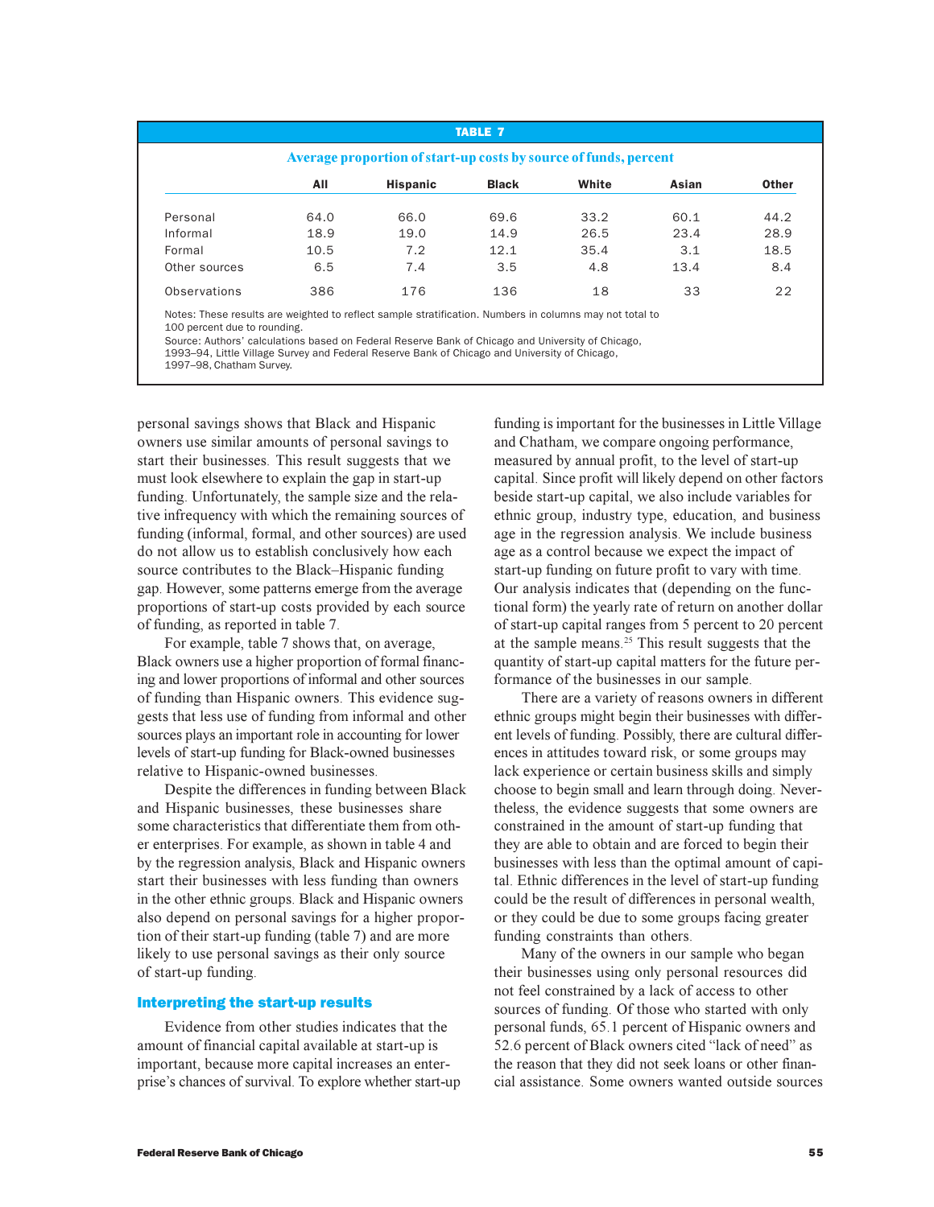**TABLE 7**

**Average proportion of start-up costs by source of funds, percent**

| | All | Hispanic | Black | White | Asian | Other |
|---|---|---|---|---|---|---|
| Personal | 64.0 | 66.0 | 69.6 | 33.2 | 60.1 | 44.2 |
| Informal | 18.9 | 19.0 | 14.9 | 26.5 | 23.4 | 28.9 |
| Formal | 10.5 | 7.2 | 12.1 | 35.4 | 3.1 | 18.5 |
| Other sources | 6.5 | 7.4 | 3.5 | 4.8 | 13.4 | 8.4 |
| Observations | 386 | 176 | 136 | 18 | 33 | 22 |

Notes: These results are weighted to reflect sample stratification. Numbers in columns may not total to 100 percent due to rounding.
Source: Authors' calculations based on Federal Reserve Bank of Chicago and University of Chicago, 1993–94, Little Village Survey and Federal Reserve Bank of Chicago and University of Chicago, 1997–98, Chatham Survey.

personal savings shows that Black and Hispanic owners use similar amounts of personal savings to start their businesses. This result suggests that we must look elsewhere to explain the gap in start-up funding. Unfortunately, the sample size and the relative infrequency with which the remaining sources of funding (informal, formal, and other sources) are used do not allow us to establish conclusively how each source contributes to the Black–Hispanic funding gap. However, some patterns emerge from the average proportions of start-up costs provided by each source of funding, as reported in table 7.

For example, table 7 shows that, on average, Black owners use a higher proportion of formal financing and lower proportions of informal and other sources of funding than Hispanic owners. This evidence suggests that less use of funding from informal and other sources plays an important role in accounting for lower levels of start-up funding for Black-owned businesses relative to Hispanic-owned businesses.

Despite the differences in funding between Black and Hispanic businesses, these businesses share some characteristics that differentiate them from other enterprises. For example, as shown in table 4 and by the regression analysis, Black and Hispanic owners start their businesses with less funding than owners in the other ethnic groups. Black and Hispanic owners also depend on personal savings for a higher proportion of their start-up funding (table 7) and are more likely to use personal savings as their only source of start-up funding.

### Interpreting the start-up results

Evidence from other studies indicates that the amount of financial capital available at start-up is important, because more capital increases an enterprise's chances of survival. To explore whether start-up funding is important for the businesses in Little Village and Chatham, we compare ongoing performance, measured by annual profit, to the level of start-up capital. Since profit will likely depend on other factors beside start-up capital, we also include variables for ethnic group, industry type, education, and business age in the regression analysis. We include business age as a control because we expect the impact of start-up funding on future profit to vary with time. Our analysis indicates that (depending on the functional form) the yearly rate of return on another dollar of start-up capital ranges from 5 percent to 20 percent at the sample means.[25] This result suggests that the quantity of start-up capital matters for the future performance of the businesses in our sample.

There are a variety of reasons owners in different ethnic groups might begin their businesses with different levels of funding. Possibly, there are cultural differences in attitudes toward risk, or some groups may lack experience or certain business skills and simply choose to begin small and learn through doing. Nevertheless, the evidence suggests that some owners are constrained in the amount of start-up funding that they are able to obtain and are forced to begin their businesses with less than the optimal amount of capital. Ethnic differences in the level of start-up funding could be the result of differences in personal wealth, or they could be due to some groups facing greater funding constraints than others.

Many of the owners in our sample who began their businesses using only personal resources did not feel constrained by a lack of access to other sources of funding. Of those who started with only personal funds, 65.1 percent of Hispanic owners and 52.6 percent of Black owners cited "lack of need" as the reason that they did not seek loans or other financial assistance. Some owners wanted outside sources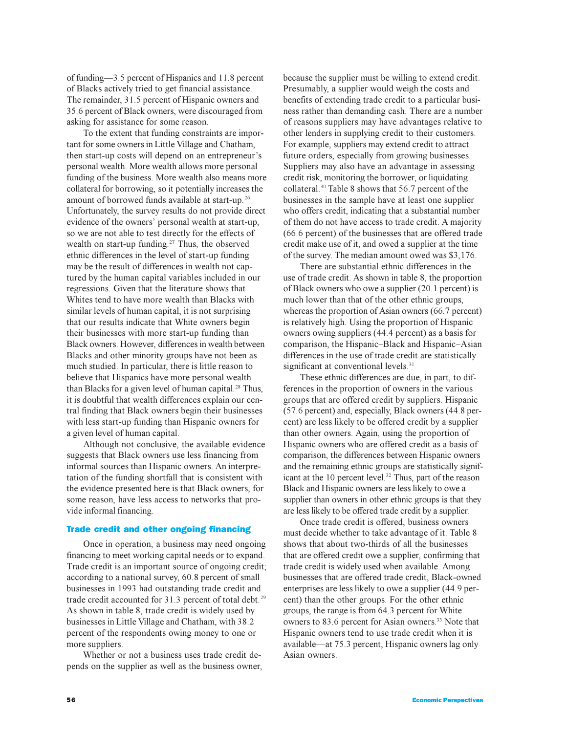of funding—3.5 percent of Hispanics and 11.8 percent of Blacks actively tried to get financial assistance. The remainder, 31.5 percent of Hispanic owners and 35.6 percent of Black owners, were discouraged from asking for assistance for some reason.

To the extent that funding constraints are important for some owners in Little Village and Chatham, then start-up costs will depend on an entrepreneur's personal wealth. More wealth allows more personal funding of the business. More wealth also means more collateral for borrowing, so it potentially increases the amount of borrowed funds available at start-up.[26] Unfortunately, the survey results do not provide direct evidence of the owners' personal wealth at start-up, so we are not able to test directly for the effects of wealth on start-up funding.[27] Thus, the observed ethnic differences in the level of start-up funding may be the result of differences in wealth not captured by the human capital variables included in our regressions. Given that the literature shows that Whites tend to have more wealth than Blacks with similar levels of human capital, it is not surprising that our results indicate that White owners begin their businesses with more start-up funding than Black owners. However, differences in wealth between Blacks and other minority groups have not been as much studied. In particular, there is little reason to believe that Hispanics have more personal wealth than Blacks for a given level of human capital.[28] Thus, it is doubtful that wealth differences explain our central finding that Black owners begin their businesses with less start-up funding than Hispanic owners for a given level of human capital.

Although not conclusive, the available evidence suggests that Black owners use less financing from informal sources than Hispanic owners. An interpretation of the funding shortfall that is consistent with the evidence presented here is that Black owners, for some reason, have less access to networks that provide informal financing.

### Trade credit and other ongoing financing

Once in operation, a business may need ongoing financing to meet working capital needs or to expand. Trade credit is an important source of ongoing credit; according to a national survey, 60.8 percent of small businesses in 1993 had outstanding trade credit and trade credit accounted for 31.3 percent of total debt.[29] As shown in table 8, trade credit is widely used by businesses in Little Village and Chatham, with 38.2 percent of the respondents owing money to one or more suppliers.

Whether or not a business uses trade credit depends on the supplier as well as the business owner, because the supplier must be willing to extend credit. Presumably, a supplier would weigh the costs and benefits of extending trade credit to a particular business rather than demanding cash. There are a number of reasons suppliers may have advantages relative to other lenders in supplying credit to their customers. For example, suppliers may extend credit to attract future orders, especially from growing businesses. Suppliers may also have an advantage in assessing credit risk, monitoring the borrower, or liquidating collateral.[30] Table 8 shows that 56.7 percent of the businesses in the sample have at least one supplier who offers credit, indicating that a substantial number of them do not have access to trade credit. A majority (66.6 percent) of the businesses that are offered trade credit make use of it, and owed a supplier at the time of the survey. The median amount owed was $3,176.

There are substantial ethnic differences in the use of trade credit. As shown in table 8, the proportion of Black owners who owe a supplier (20.1 percent) is much lower than that of the other ethnic groups, whereas the proportion of Asian owners (66.7 percent) is relatively high. Using the proportion of Hispanic owners owing suppliers (44.4 percent) as a basis for comparison, the Hispanic–Black and Hispanic–Asian differences in the use of trade credit are statistically significant at conventional levels.[31]

These ethnic differences are due, in part, to differences in the proportion of owners in the various groups that are offered credit by suppliers. Hispanic (57.6 percent) and, especially, Black owners (44.8 percent) are less likely to be offered credit by a supplier than other owners. Again, using the proportion of Hispanic owners who are offered credit as a basis of comparison, the differences between Hispanic owners and the remaining ethnic groups are statistically significant at the 10 percent level.[32] Thus, part of the reason Black and Hispanic owners are less likely to owe a supplier than owners in other ethnic groups is that they are less likely to be offered trade credit by a supplier.

Once trade credit is offered, business owners must decide whether to take advantage of it. Table 8 shows that about two-thirds of all the businesses that are offered credit owe a supplier, confirming that trade credit is widely used when available. Among businesses that are offered trade credit, Black-owned enterprises are less likely to owe a supplier (44.9 percent) than the other groups. For the other ethnic groups, the range is from 64.3 percent for White owners to 83.6 percent for Asian owners.[33] Note that Hispanic owners tend to use trade credit when it is available—at 75.3 percent, Hispanic owners lag only Asian owners.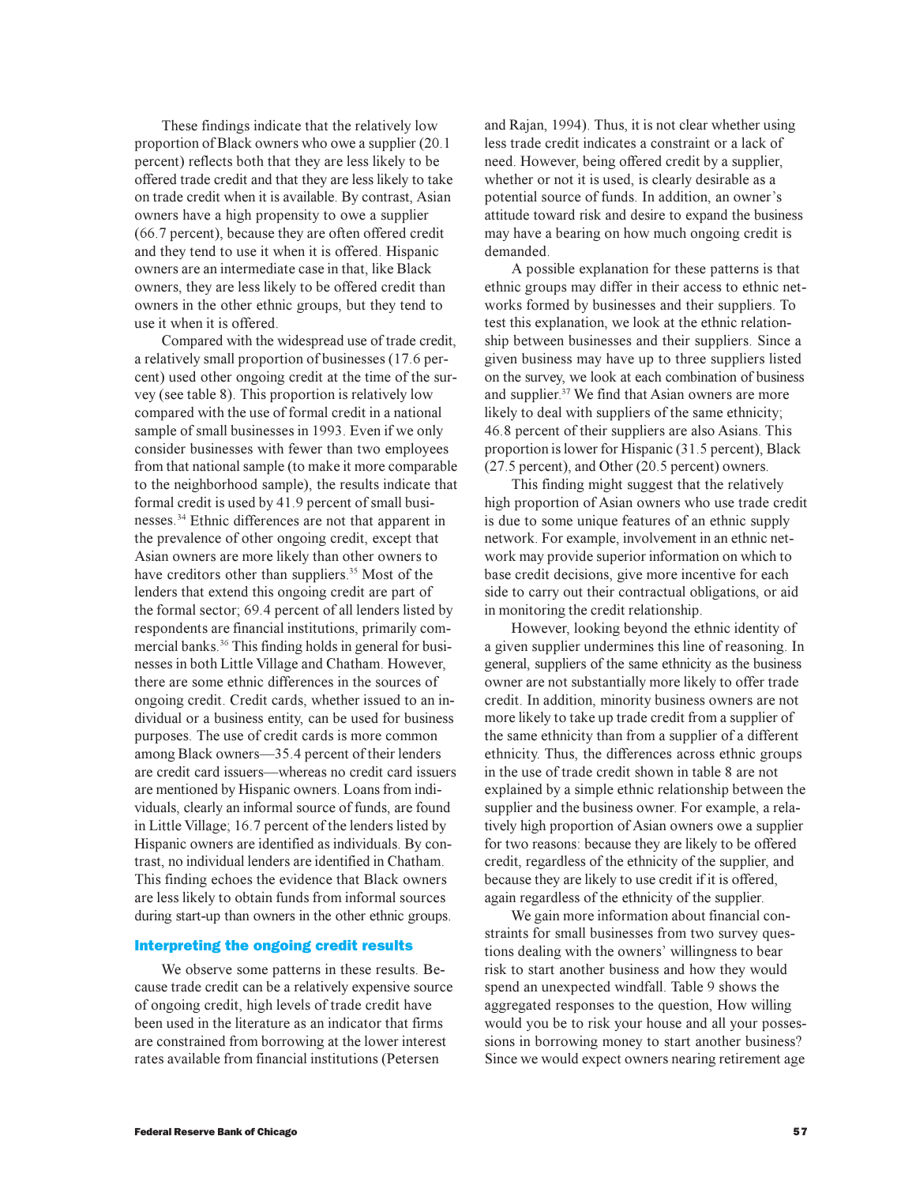These findings indicate that the relatively low proportion of Black owners who owe a supplier (20.1 percent) reflects both that they are less likely to be offered trade credit and that they are less likely to take on trade credit when it is available. By contrast, Asian owners have a high propensity to owe a supplier (66.7 percent), because they are often offered credit and they tend to use it when it is offered. Hispanic owners are an intermediate case in that, like Black owners, they are less likely to be offered credit than owners in the other ethnic groups, but they tend to use it when it is offered.

Compared with the widespread use of trade credit, a relatively small proportion of businesses (17.6 percent) used other ongoing credit at the time of the survey (see table 8). This proportion is relatively low compared with the use of formal credit in a national sample of small businesses in 1993. Even if we only consider businesses with fewer than two employees from that national sample (to make it more comparable to the neighborhood sample), the results indicate that formal credit is used by 41.9 percent of small businesses.[34] Ethnic differences are not that apparent in the prevalence of other ongoing credit, except that Asian owners are more likely than other owners to have creditors other than suppliers.[35] Most of the lenders that extend this ongoing credit are part of the formal sector; 69.4 percent of all lenders listed by respondents are financial institutions, primarily commercial banks.[36] This finding holds in general for businesses in both Little Village and Chatham. However, there are some ethnic differences in the sources of ongoing credit. Credit cards, whether issued to an individual or a business entity, can be used for business purposes. The use of credit cards is more common among Black owners—35.4 percent of their lenders are credit card issuers—whereas no credit card issuers are mentioned by Hispanic owners. Loans from individuals, clearly an informal source of funds, are found in Little Village; 16.7 percent of the lenders listed by Hispanic owners are identified as individuals. By contrast, no individual lenders are identified in Chatham. This finding echoes the evidence that Black owners are less likely to obtain funds from informal sources during start-up than owners in the other ethnic groups.

## Interpreting the ongoing credit results

We observe some patterns in these results. Because trade credit can be a relatively expensive source of ongoing credit, high levels of trade credit have been used in the literature as an indicator that firms are constrained from borrowing at the lower interest rates available from financial institutions (Petersen and Rajan, 1994). Thus, it is not clear whether using less trade credit indicates a constraint or a lack of need. However, being offered credit by a supplier, whether or not it is used, is clearly desirable as a potential source of funds. In addition, an owner's attitude toward risk and desire to expand the business may have a bearing on how much ongoing credit is demanded.

A possible explanation for these patterns is that ethnic groups may differ in their access to ethnic networks formed by businesses and their suppliers. To test this explanation, we look at the ethnic relationship between businesses and their suppliers. Since a given business may have up to three suppliers listed on the survey, we look at each combination of business and supplier.[37] We find that Asian owners are more likely to deal with suppliers of the same ethnicity; 46.8 percent of their suppliers are also Asians. This proportion is lower for Hispanic (31.5 percent), Black (27.5 percent), and Other (20.5 percent) owners.

This finding might suggest that the relatively high proportion of Asian owners who use trade credit is due to some unique features of an ethnic supply network. For example, involvement in an ethnic network may provide superior information on which to base credit decisions, give more incentive for each side to carry out their contractual obligations, or aid in monitoring the credit relationship.

However, looking beyond the ethnic identity of a given supplier undermines this line of reasoning. In general, suppliers of the same ethnicity as the business owner are not substantially more likely to offer trade credit. In addition, minority business owners are not more likely to take up trade credit from a supplier of the same ethnicity than from a supplier of a different ethnicity. Thus, the differences across ethnic groups in the use of trade credit shown in table 8 are not explained by a simple ethnic relationship between the supplier and the business owner. For example, a relatively high proportion of Asian owners owe a supplier for two reasons: because they are likely to be offered credit, regardless of the ethnicity of the supplier, and because they are likely to use credit if it is offered, again regardless of the ethnicity of the supplier.

We gain more information about financial constraints for small businesses from two survey questions dealing with the owners' willingness to bear risk to start another business and how they would spend an unexpected windfall. Table 9 shows the aggregated responses to the question, How willing would you be to risk your house and all your possessions in borrowing money to start another business? Since we would expect owners nearing retirement age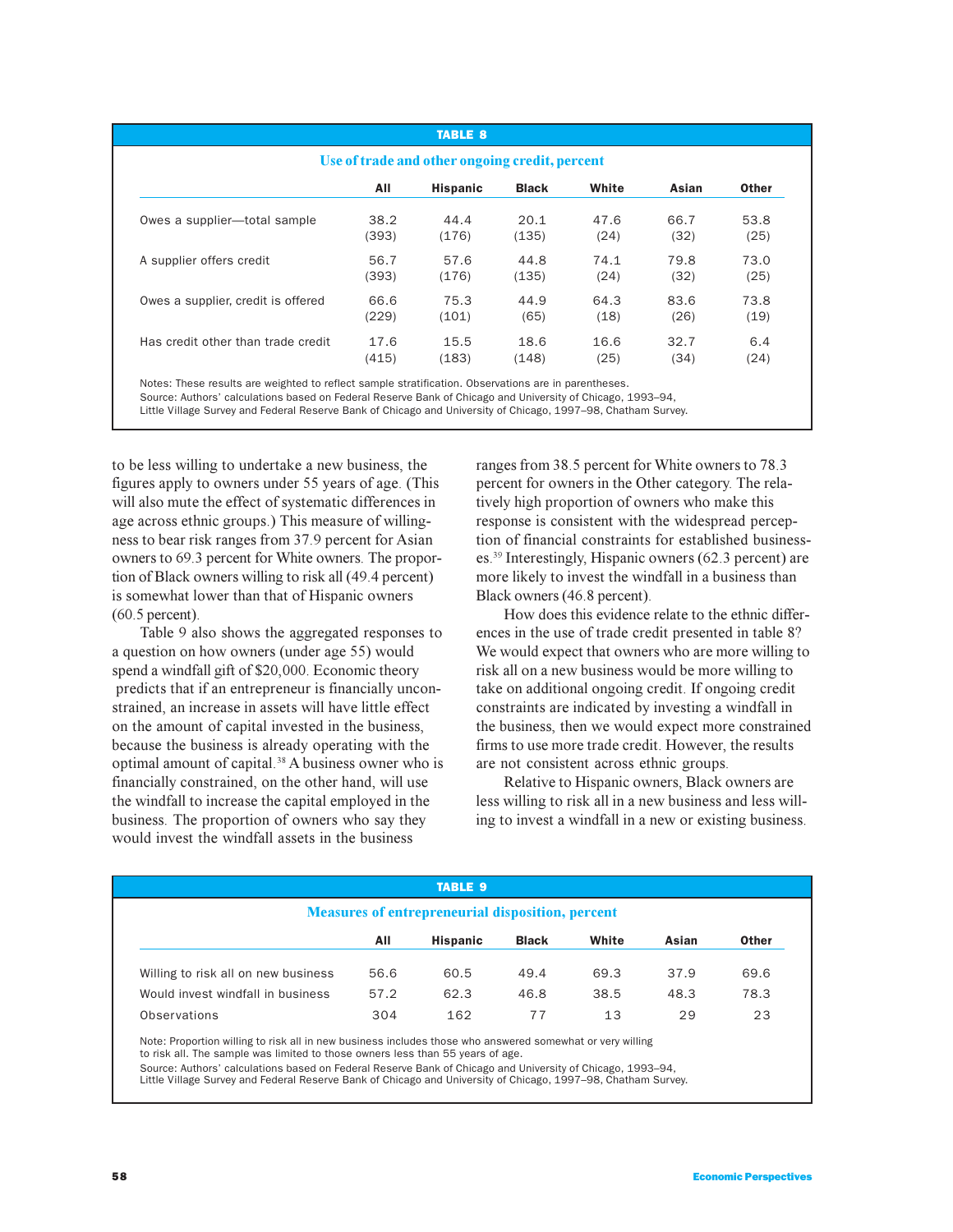**TABLE 8**

**Use of trade and other ongoing credit, percent**

| | All | Hispanic | Black | White | Asian | Other |
|---|---|---|---|---|---|---|
| Owes a supplier—total sample | 38.2 (393) | 44.4 (176) | 20.1 (135) | 47.6 (24) | 66.7 (32) | 53.8 (25) |
| A supplier offers credit | 56.7 (393) | 57.6 (176) | 44.8 (135) | 74.1 (24) | 79.8 (32) | 73.0 (25) |
| Owes a supplier, credit is offered | 66.6 (229) | 75.3 (101) | 44.9 (65) | 64.3 (18) | 83.6 (26) | 73.8 (19) |
| Has credit other than trade credit | 17.6 (415) | 15.5 (183) | 18.6 (148) | 16.6 (25) | 32.7 (34) | 6.4 (24) |

Notes: These results are weighted to reflect sample stratification. Observations are in parentheses.
Source: Authors' calculations based on Federal Reserve Bank of Chicago and University of Chicago, 1993–94, Little Village Survey and Federal Reserve Bank of Chicago and University of Chicago, 1997–98, Chatham Survey.

to be less willing to undertake a new business, the figures apply to owners under 55 years of age. (This will also mute the effect of systematic differences in age across ethnic groups.) This measure of willingness to bear risk ranges from 37.9 percent for Asian owners to 69.3 percent for White owners. The proportion of Black owners willing to risk all (49.4 percent) is somewhat lower than that of Hispanic owners (60.5 percent).

Table 9 also shows the aggregated responses to a question on how owners (under age 55) would spend a windfall gift of $20,000. Economic theory predicts that if an entrepreneur is financially unconstrained, an increase in assets will have little effect on the amount of capital invested in the business, because the business is already operating with the optimal amount of capital.[38] A business owner who is financially constrained, on the other hand, will use the windfall to increase the capital employed in the business. The proportion of owners who say they would invest the windfall assets in the business ranges from 38.5 percent for White owners to 78.3 percent for owners in the Other category. The relatively high proportion of owners who make this response is consistent with the widespread perception of financial constraints for established businesses.[39] Interestingly, Hispanic owners (62.3 percent) are more likely to invest the windfall in a business than Black owners (46.8 percent).

How does this evidence relate to the ethnic differences in the use of trade credit presented in table 8? We would expect that owners who are more willing to risk all on a new business would be more willing to take on additional ongoing credit. If ongoing credit constraints are indicated by investing a windfall in the business, then we would expect more constrained firms to use more trade credit. However, the results are not consistent across ethnic groups.

Relative to Hispanic owners, Black owners are less willing to risk all in a new business and less willing to invest a windfall in a new or existing business.

**TABLE 9**

**Measures of entrepreneurial disposition, percent**

| | All | Hispanic | Black | White | Asian | Other |
|---|---|---|---|---|---|---|
| Willing to risk all on new business | 56.6 | 60.5 | 49.4 | 69.3 | 37.9 | 69.6 |
| Would invest windfall in business | 57.2 | 62.3 | 46.8 | 38.5 | 48.3 | 78.3 |
| Observations | 304 | 162 | 77 | 13 | 29 | 23 |

Note: Proportion willing to risk all in new business includes those who answered somewhat or very willing to risk all. The sample was limited to those owners less than 55 years of age.
Source: Authors' calculations based on Federal Reserve Bank of Chicago and University of Chicago, 1993–94, Little Village Survey and Federal Reserve Bank of Chicago and University of Chicago, 1997–98, Chatham Survey.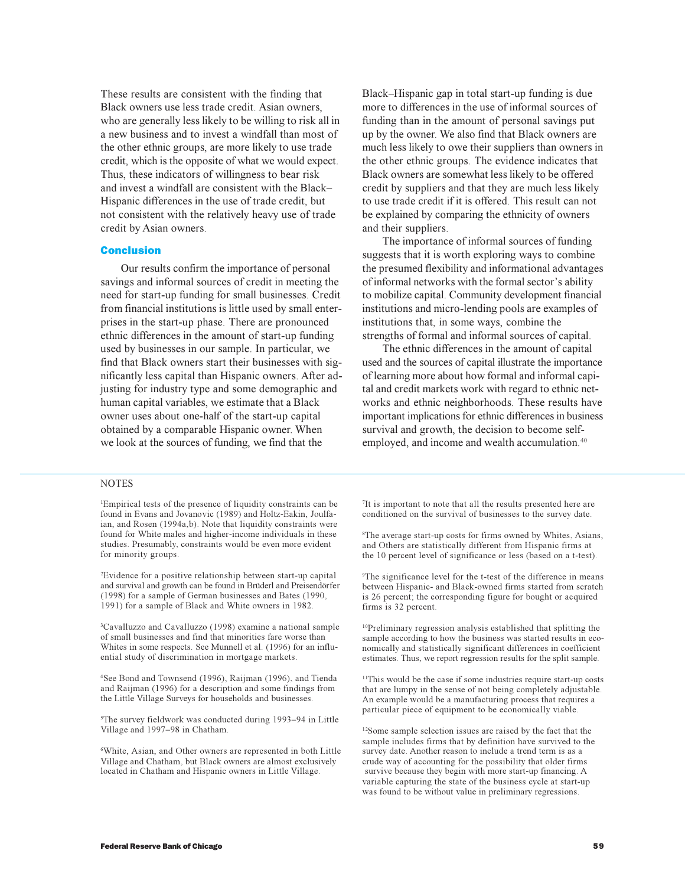These results are consistent with the finding that Black owners use less trade credit. Asian owners, who are generally less likely to be willing to risk all in a new business and to invest a windfall than most of the other ethnic groups, are more likely to use trade credit, which is the opposite of what we would expect. Thus, these indicators of willingness to bear risk and invest a windfall are consistent with the Black–Hispanic differences in the use of trade credit, but not consistent with the relatively heavy use of trade credit by Asian owners.

## Conclusion

Our results confirm the importance of personal savings and informal sources of credit in meeting the need for start-up funding for small businesses. Credit from financial institutions is little used by small enterprises in the start-up phase. There are pronounced ethnic differences in the amount of start-up funding used by businesses in our sample. In particular, we find that Black owners start their businesses with significantly less capital than Hispanic owners. After adjusting for industry type and some demographic and human capital variables, we estimate that a Black owner uses about one-half of the start-up capital obtained by a comparable Hispanic owner. When we look at the sources of funding, we find that the Black–Hispanic gap in total start-up funding is due more to differences in the use of informal sources of funding than in the amount of personal savings put up by the owner. We also find that Black owners are much less likely to owe their suppliers than owners in the other ethnic groups. The evidence indicates that Black owners are somewhat less likely to be offered credit by suppliers and that they are much less likely to use trade credit if it is offered. This result can not be explained by comparing the ethnicity of owners and their suppliers.

The importance of informal sources of funding suggests that it is worth exploring ways to combine the presumed flexibility and informational advantages of informal networks with the formal sector's ability to mobilize capital. Community development financial institutions and micro-lending pools are examples of institutions that, in some ways, combine the strengths of formal and informal sources of capital.

The ethnic differences in the amount of capital used and the sources of capital illustrate the importance of learning more about how formal and informal capital and credit markets work with regard to ethnic networks and ethnic neighborhoods. These results have important implications for ethnic differences in business survival and growth, the decision to become self-employed, and income and wealth accumulation.[40]

---

NOTES

[1]Empirical tests of the presence of liquidity constraints can be found in Evans and Jovanovic (1989) and Holtz-Eakin, Joulfaian, and Rosen (1994a,b). Note that liquidity constraints were found for White males and higher-income individuals in these studies. Presumably, constraints would be even more evident for minority groups.

[2]Evidence for a positive relationship between start-up capital and survival and growth can be found in Brüderl and Preisendörfer (1998) for a sample of German businesses and Bates (1990, 1991) for a sample of Black and White owners in 1982.

[3]Cavalluzzo and Cavalluzzo (1998) examine a national sample of small businesses and find that minorities fare worse than Whites in some respects. See Munnell et al. (1996) for an influential study of discrimination in mortgage markets.

[4]See Bond and Townsend (1996), Raijman (1996), and Tienda and Raijman (1996) for a description and some findings from the Little Village Surveys for households and businesses.

[5]The survey fieldwork was conducted during 1993–94 in Little Village and 1997–98 in Chatham.

[6]White, Asian, and Other owners are represented in both Little Village and Chatham, but Black owners are almost exclusively located in Chatham and Hispanic owners in Little Village.

[7]It is important to note that all the results presented here are conditioned on the survival of businesses to the survey date.

[8]The average start-up costs for firms owned by Whites, Asians, and Others are statistically different from Hispanic firms at the 10 percent level of significance or less (based on a t-test).

[9]The significance level for the t-test of the difference in means between Hispanic- and Black-owned firms started from scratch is 26 percent; the corresponding figure for bought or acquired firms is 32 percent.

[10]Preliminary regression analysis established that splitting the sample according to how the business was started results in economically and statistically significant differences in coefficient estimates. Thus, we report regression results for the split sample.

[11]This would be the case if some industries require start-up costs that are lumpy in the sense of not being completely adjustable. An example would be a manufacturing process that requires a particular piece of equipment to be economically viable.

[12]Some sample selection issues are raised by the fact that the sample includes firms that by definition have survived to the survey date. Another reason to include a trend term is as a crude way of accounting for the possibility that older firms survive because they begin with more start-up financing. A variable capturing the state of the business cycle at start-up was found to be without value in preliminary regressions.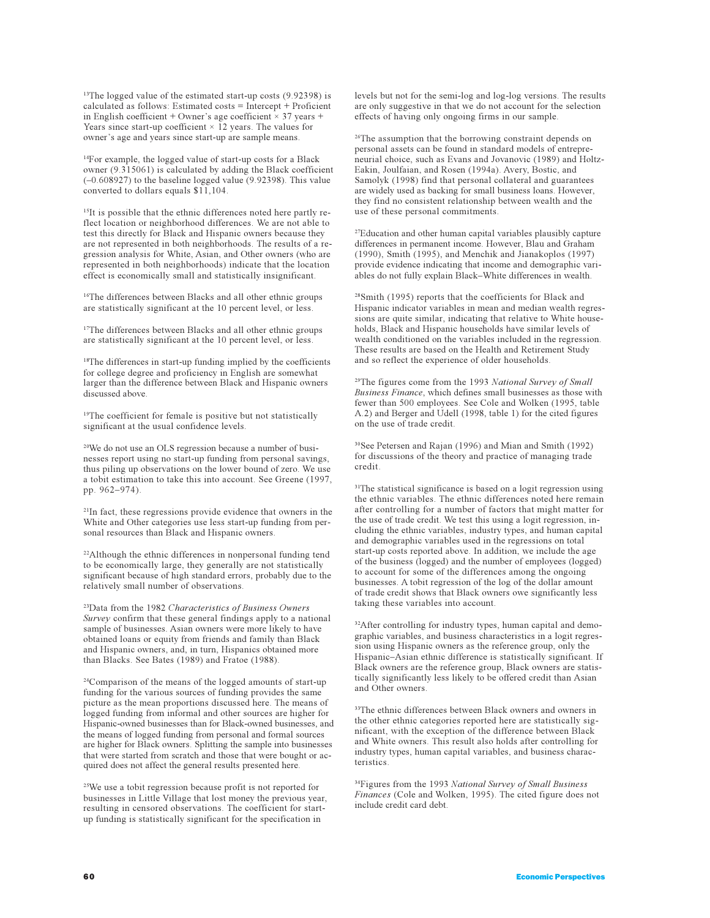[13]The logged value of the estimated start-up costs (9.92398) is calculated as follows: Estimated costs = Intercept + Proficient in English coefficient + Owner's age coefficient × 37 years + Years since start-up coefficient × 12 years. The values for owner's age and years since start-up are sample means.

[14]For example, the logged value of start-up costs for a Black owner (9.315061) is calculated by adding the Black coefficient (–0.608927) to the baseline logged value (9.92398). This value converted to dollars equals $11,104.

[15]It is possible that the ethnic differences noted here partly reflect location or neighborhood differences. We are not able to test this directly for Black and Hispanic owners because they are not represented in both neighborhoods. The results of a regression analysis for White, Asian, and Other owners (who are represented in both neighborhoods) indicate that the location effect is economically small and statistically insignificant.

[16]The differences between Blacks and all other ethnic groups are statistically significant at the 10 percent level, or less.

[17]The differences between Blacks and all other ethnic groups are statistically significant at the 10 percent level, or less.

[18]The differences in start-up funding implied by the coefficients for college degree and proficiency in English are somewhat larger than the difference between Black and Hispanic owners discussed above.

[19]The coefficient for female is positive but not statistically significant at the usual confidence levels.

[20]We do not use an OLS regression because a number of businesses report using no start-up funding from personal savings, thus piling up observations on the lower bound of zero. We use a tobit estimation to take this into account. See Greene (1997, pp. 962–974).

[21]In fact, these regressions provide evidence that owners in the White and Other categories use less start-up funding from personal resources than Black and Hispanic owners.

[22]Although the ethnic differences in nonpersonal funding tend to be economically large, they generally are not statistically significant because of high standard errors, probably due to the relatively small number of observations.

[23]Data from the 1982 *Characteristics of Business Owners Survey* confirm that these general findings apply to a national sample of businesses. Asian owners were more likely to have obtained loans or equity from friends and family than Black and Hispanic owners, and, in turn, Hispanics obtained more than Blacks. See Bates (1989) and Fratoe (1988).

[24]Comparison of the means of the logged amounts of start-up funding for the various sources of funding provides the same picture as the mean proportions discussed here. The means of logged funding from informal and other sources are higher for Hispanic-owned businesses than for Black-owned businesses, and the means of logged funding from personal and formal sources are higher for Black owners. Splitting the sample into businesses that were started from scratch and those that were bought or acquired does not affect the general results presented here.

[25]We use a tobit regression because profit is not reported for businesses in Little Village that lost money the previous year, resulting in censored observations. The coefficient for start-up funding is statistically significant for the specification in levels but not for the semi-log and log-log versions. The results are only suggestive in that we do not account for the selection effects of having only ongoing firms in our sample.

[26]The assumption that the borrowing constraint depends on personal assets can be found in standard models of entrepreneurial choice, such as Evans and Jovanovic (1989) and Holtz-Eakin, Joulfaian, and Rosen (1994a). Avery, Bostic, and Samolyk (1998) find that personal collateral and guarantees are widely used as backing for small business loans. However, they find no consistent relationship between wealth and the use of these personal commitments.

[27]Education and other human capital variables plausibly capture differences in permanent income. However, Blau and Graham (1990), Smith (1995), and Menchik and Jianakoplos (1997) provide evidence indicating that income and demographic variables do not fully explain Black–White differences in wealth.

[28]Smith (1995) reports that the coefficients for Black and Hispanic indicator variables in mean and median wealth regressions are quite similar, indicating that relative to White households, Black and Hispanic households have similar levels of wealth conditioned on the variables included in the regression. These results are based on the Health and Retirement Study and so reflect the experience of older households.

[29]The figures come from the 1993 *National Survey of Small Business Finance*, which defines small businesses as those with fewer than 500 employees. See Cole and Wolken (1995, table A.2) and Berger and Udell (1998, table 1) for the cited figures on the use of trade credit.

[30]See Petersen and Rajan (1996) and Mian and Smith (1992) for discussions of the theory and practice of managing trade credit.

[31]The statistical significance is based on a logit regression using the ethnic variables. The ethnic differences noted here remain after controlling for a number of factors that might matter for the use of trade credit. We test this using a logit regression, including the ethnic variables, industry types, and human capital and demographic variables used in the regressions on total start-up costs reported above. In addition, we include the age of the business (logged) and the number of employees (logged) to account for some of the differences among the ongoing businesses. A tobit regression of the log of the dollar amount of trade credit shows that Black owners owe significantly less taking these variables into account.

[32]After controlling for industry types, human capital and demographic variables, and business characteristics in a logit regression using Hispanic owners as the reference group, only the Hispanic–Asian ethnic difference is statistically significant. If Black owners are the reference group, Black owners are statistically significantly less likely to be offered credit than Asian and Other owners.

[33]The ethnic differences between Black owners and owners in the other ethnic categories reported here are statistically significant, with the exception of the difference between Black and White owners. This result also holds after controlling for industry types, human capital variables, and business characteristics.

[34]Figures from the 1993 *National Survey of Small Business Finances* (Cole and Wolken, 1995). The cited figure does not include credit card debt.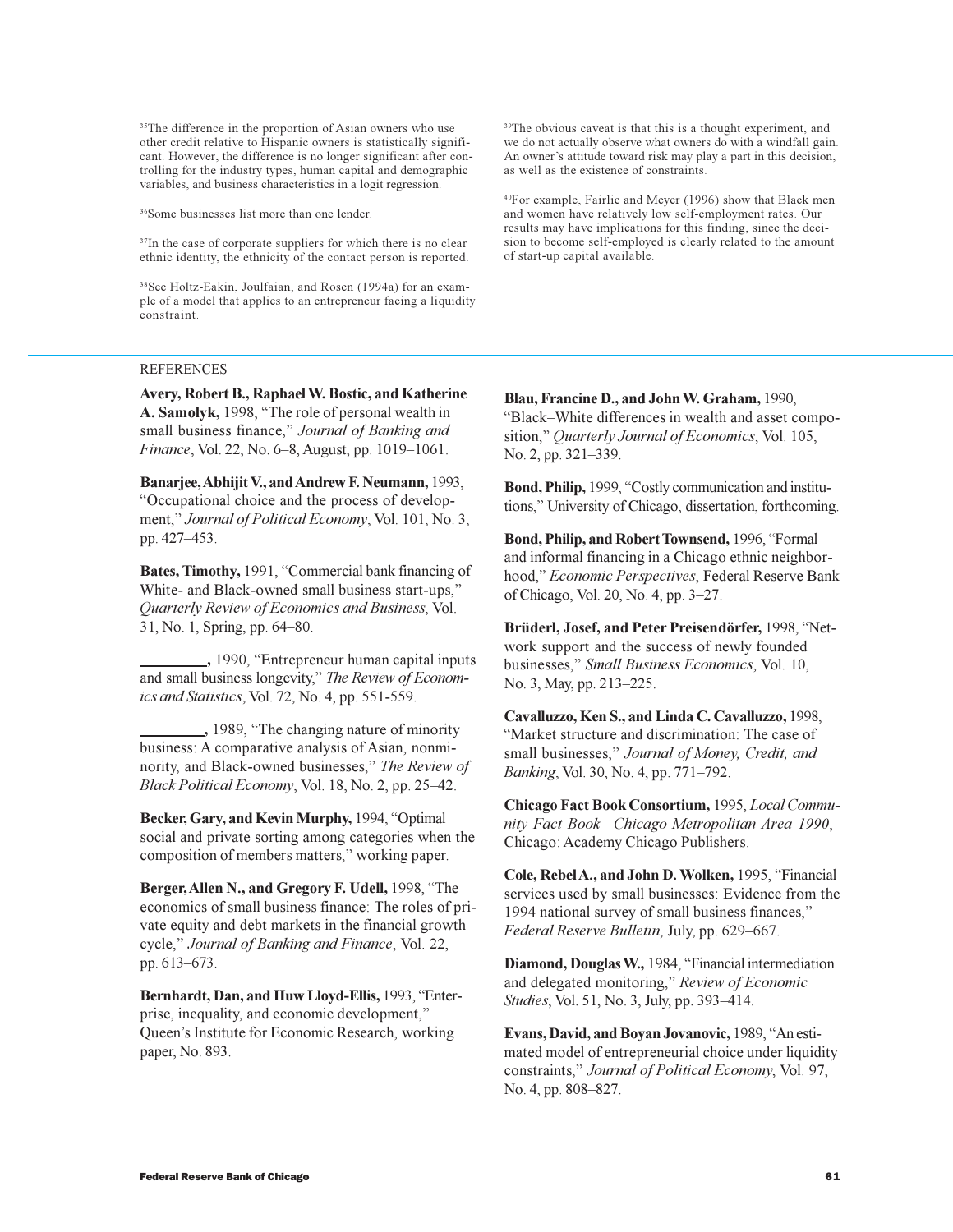[35]The difference in the proportion of Asian owners who use other credit relative to Hispanic owners is statistically significant. However, the difference is no longer significant after controlling for the industry types, human capital and demographic variables, and business characteristics in a logit regression.

[36]Some businesses list more than one lender.

[37]In the case of corporate suppliers for which there is no clear ethnic identity, the ethnicity of the contact person is reported.

[38]See Holtz-Eakin, Joulfaian, and Rosen (1994a) for an example of a model that applies to an entrepreneur facing a liquidity constraint.

[39]The obvious caveat is that this is a thought experiment, and we do not actually observe what owners do with a windfall gain. An owner's attitude toward risk may play a part in this decision, as well as the existence of constraints.

[40]For example, Fairlie and Meyer (1996) show that Black men and women have relatively low self-employment rates. Our results may have implications for this finding, since the decision to become self-employed is clearly related to the amount of start-up capital available.

## REFERENCES

**Avery, Robert B., Raphael W. Bostic, and Katherine A. Samolyk,** 1998, "The role of personal wealth in small business finance," *Journal of Banking and Finance*, Vol. 22, No. 6–8, August, pp. 1019–1061.

**Banarjee, Abhijit V., and Andrew F. Neumann,** 1993, "Occupational choice and the process of development," *Journal of Political Economy*, Vol. 101, No. 3, pp. 427–453.

**Bates, Timothy,** 1991, "Commercial bank financing of White- and Black-owned small business start-ups," *Quarterly Review of Economics and Business*, Vol. 31, No. 1, Spring, pp. 64–80.

**________,** 1990, "Entrepreneur human capital inputs and small business longevity," *The Review of Economics and Statistics*, Vol. 72, No. 4, pp. 551-559.

**________,** 1989, "The changing nature of minority business: A comparative analysis of Asian, nonminority, and Black-owned businesses," *The Review of Black Political Economy*, Vol. 18, No. 2, pp. 25–42.

**Becker, Gary, and Kevin Murphy,** 1994, "Optimal social and private sorting among categories when the composition of members matters," working paper.

**Berger, Allen N., and Gregory F. Udell,** 1998, "The economics of small business finance: The roles of private equity and debt markets in the financial growth cycle," *Journal of Banking and Finance*, Vol. 22, pp. 613–673.

**Bernhardt, Dan, and Huw Lloyd-Ellis,** 1993, "Enterprise, inequality, and economic development," Queen's Institute for Economic Research, working paper, No. 893.

**Blau, Francine D., and John W. Graham,** 1990, "Black–White differences in wealth and asset composition," *Quarterly Journal of Economics*, Vol. 105, No. 2, pp. 321–339.

**Bond, Philip,** 1999, "Costly communication and institutions," University of Chicago, dissertation, forthcoming.

**Bond, Philip, and Robert Townsend,** 1996, "Formal and informal financing in a Chicago ethnic neighborhood," *Economic Perspectives*, Federal Reserve Bank of Chicago, Vol. 20, No. 4, pp. 3–27.

**Brüderl, Josef, and Peter Preisendörfer,** 1998, "Network support and the success of newly founded businesses," *Small Business Economics*, Vol. 10, No. 3, May, pp. 213–225.

**Cavalluzzo, Ken S., and Linda C. Cavalluzzo,** 1998, "Market structure and discrimination: The case of small businesses," *Journal of Money, Credit, and Banking*, Vol. 30, No. 4, pp. 771–792.

**Chicago Fact Book Consortium,** 1995, *Local Community Fact Book—Chicago Metropolitan Area 1990*, Chicago: Academy Chicago Publishers.

**Cole, Rebel A., and John D. Wolken,** 1995, "Financial services used by small businesses: Evidence from the 1994 national survey of small business finances," *Federal Reserve Bulletin*, July, pp. 629–667.

**Diamond, Douglas W.,** 1984, "Financial intermediation and delegated monitoring," *Review of Economic Studies*, Vol. 51, No. 3, July, pp. 393–414.

**Evans, David, and Boyan Jovanovic,** 1989, "An estimated model of entrepreneurial choice under liquidity constraints," *Journal of Political Economy*, Vol. 97, No. 4, pp. 808–827.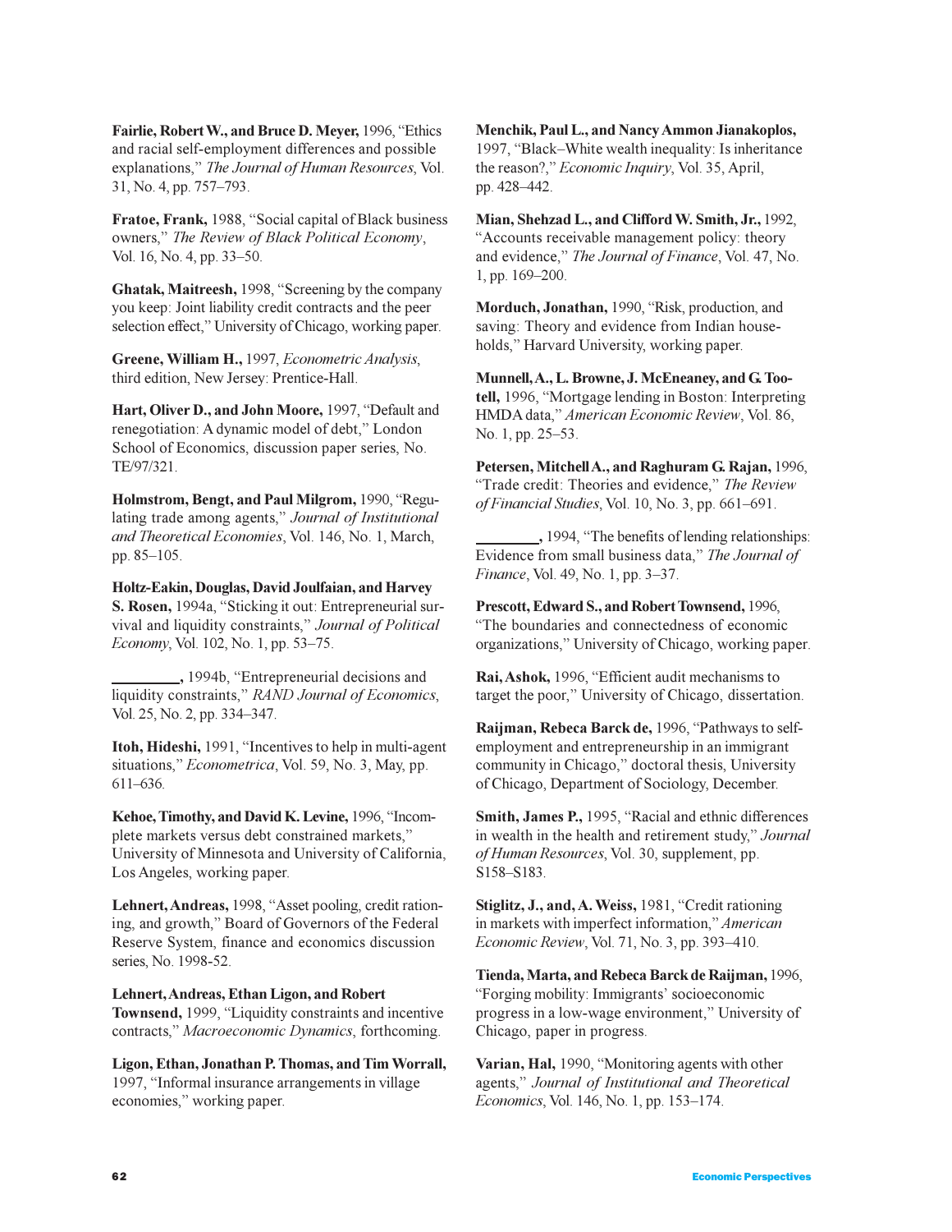**Fairlie, Robert W., and Bruce D. Meyer,** 1996, "Ethics and racial self-employment differences and possible explanations," *The Journal of Human Resources*, Vol. 31, No. 4, pp. 757–793.

**Fratoe, Frank,** 1988, "Social capital of Black business owners," *The Review of Black Political Economy*, Vol. 16, No. 4, pp. 33–50.

**Ghatak, Maitreesh,** 1998, "Screening by the company you keep: Joint liability credit contracts and the peer selection effect," University of Chicago, working paper.

**Greene, William H.,** 1997, *Econometric Analysis*, third edition, New Jersey: Prentice-Hall.

**Hart, Oliver D., and John Moore,** 1997, "Default and renegotiation: A dynamic model of debt," London School of Economics, discussion paper series, No. TE/97/321.

**Holmstrom, Bengt, and Paul Milgrom,** 1990, "Regulating trade among agents," *Journal of Institutional and Theoretical Economies*, Vol. 146, No. 1, March, pp. 85–105.

**Holtz-Eakin, Douglas, David Joulfaian, and Harvey S. Rosen,** 1994a, "Sticking it out: Entrepreneurial survival and liquidity constraints," *Journal of Political Economy*, Vol. 102, No. 1, pp. 53–75.

**__________,** 1994b, "Entrepreneurial decisions and liquidity constraints," *RAND Journal of Economics*, Vol. 25, No. 2, pp. 334–347.

**Itoh, Hideshi,** 1991, "Incentives to help in multi-agent situations," *Econometrica*, Vol. 59, No. 3, May, pp. 611–636.

**Kehoe, Timothy, and David K. Levine,** 1996, "Incomplete markets versus debt constrained markets," University of Minnesota and University of California, Los Angeles, working paper.

**Lehnert, Andreas,** 1998, "Asset pooling, credit rationing, and growth," Board of Governors of the Federal Reserve System, finance and economics discussion series, No. 1998-52.

**Lehnert, Andreas, Ethan Ligon, and Robert Townsend,** 1999, "Liquidity constraints and incentive contracts," *Macroeconomic Dynamics*, forthcoming.

**Ligon, Ethan, Jonathan P. Thomas, and Tim Worrall,** 1997, "Informal insurance arrangements in village economies," working paper.

**Menchik, Paul L., and Nancy Ammon Jianakoplos,** 1997, "Black–White wealth inequality: Is inheritance the reason?," *Economic Inquiry*, Vol. 35, April, pp. 428–442.

**Mian, Shehzad L., and Clifford W. Smith, Jr.,** 1992, "Accounts receivable management policy: theory and evidence," *The Journal of Finance*, Vol. 47, No. 1, pp. 169–200.

**Morduch, Jonathan,** 1990, "Risk, production, and saving: Theory and evidence from Indian households," Harvard University, working paper.

**Munnell, A., L. Browne, J. McEneaney, and G. Tootell,** 1996, "Mortgage lending in Boston: Interpreting HMDA data," *American Economic Review*, Vol. 86, No. 1, pp. 25–53.

**Petersen, Mitchell A., and Raghuram G. Rajan,** 1996, "Trade credit: Theories and evidence," *The Review of Financial Studies*, Vol. 10, No. 3, pp. 661–691.

**__________,** 1994, "The benefits of lending relationships: Evidence from small business data," *The Journal of Finance*, Vol. 49, No. 1, pp. 3–37.

**Prescott, Edward S., and Robert Townsend,** 1996, "The boundaries and connectedness of economic organizations," University of Chicago, working paper.

**Rai, Ashok,** 1996, "Efficient audit mechanisms to target the poor," University of Chicago, dissertation.

**Raijman, Rebeca Barck de,** 1996, "Pathways to self-employment and entrepreneurship in an immigrant community in Chicago," doctoral thesis, University of Chicago, Department of Sociology, December.

**Smith, James P.,** 1995, "Racial and ethnic differences in wealth in the health and retirement study," *Journal of Human Resources*, Vol. 30, supplement, pp. S158–S183.

**Stiglitz, J., and, A. Weiss,** 1981, "Credit rationing in markets with imperfect information," *American Economic Review*, Vol. 71, No. 3, pp. 393–410.

**Tienda, Marta, and Rebeca Barck de Raijman,** 1996, "Forging mobility: Immigrants' socioeconomic progress in a low-wage environment," University of Chicago, paper in progress.

**Varian, Hal,** 1990, "Monitoring agents with other agents," *Journal of Institutional and Theoretical Economics*, Vol. 146, No. 1, pp. 153–174.